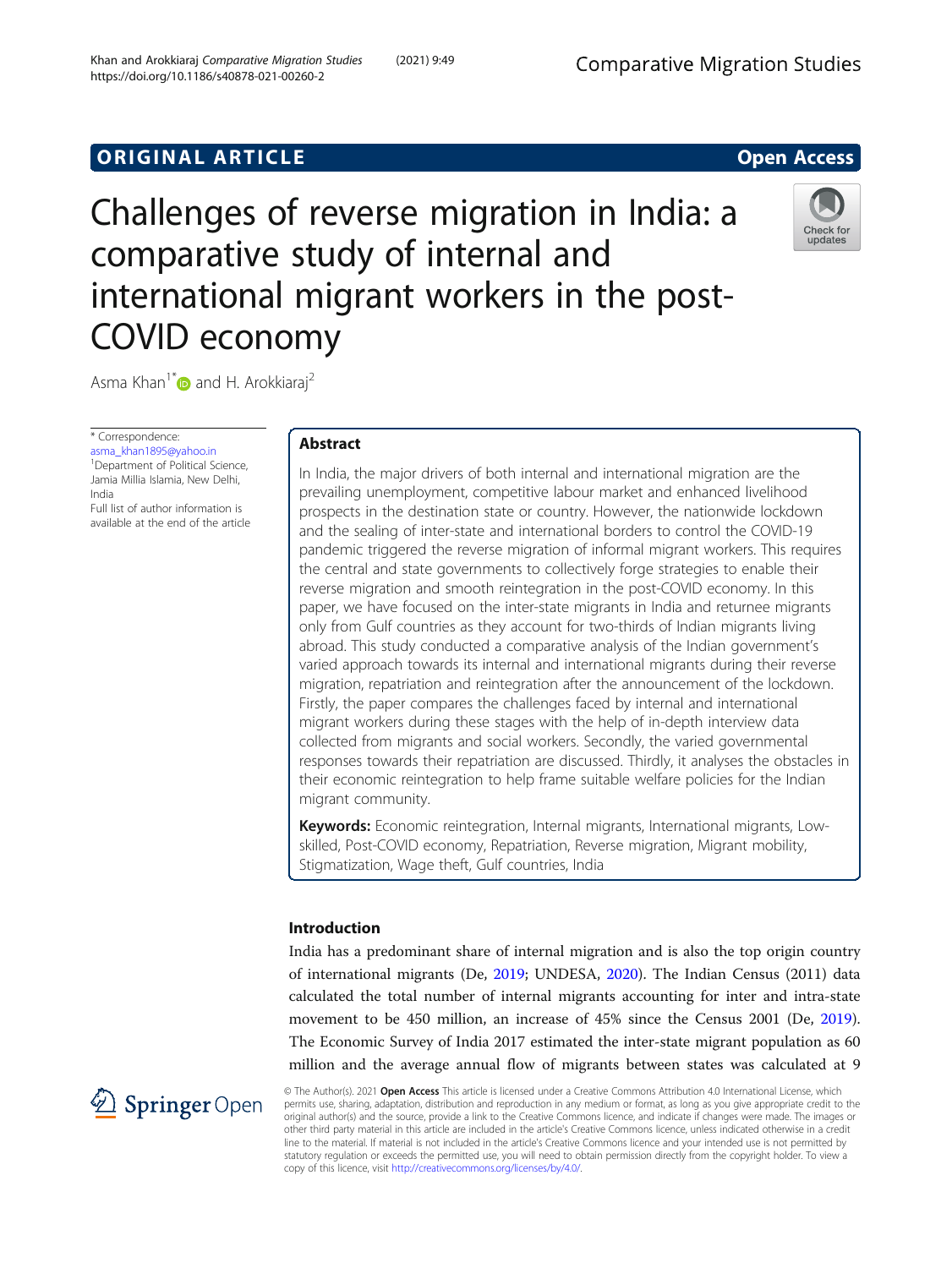ORIGINAL ARTICLE

Open Access

# Challenges of reverse migration in India: a comparative study of internal and international migrant workers in the post-COVID economy

Asma Khan[1*] and H. Arokkiaraj[2]

\* Correspondence: asma_khan1895@yahoo.in
[1]Department of Political Science, Jamia Millia Islamia, New Delhi, India
Full list of author information is available at the end of the article

## Abstract

In India, the major drivers of both internal and international migration are the prevailing unemployment, competitive labour market and enhanced livelihood prospects in the destination state or country. However, the nationwide lockdown and the sealing of inter-state and international borders to control the COVID-19 pandemic triggered the reverse migration of informal migrant workers. This requires the central and state governments to collectively forge strategies to enable their reverse migration and smooth reintegration in the post-COVID economy. In this paper, we have focused on the inter-state migrants in India and returnee migrants only from Gulf countries as they account for two-thirds of Indian migrants living abroad. This study conducted a comparative analysis of the Indian government's varied approach towards its internal and international migrants during their reverse migration, repatriation and reintegration after the announcement of the lockdown. Firstly, the paper compares the challenges faced by internal and international migrant workers during these stages with the help of in-depth interview data collected from migrants and social workers. Secondly, the varied governmental responses towards their repatriation are discussed. Thirdly, it analyses the obstacles in their economic reintegration to help frame suitable welfare policies for the Indian migrant community.

**Keywords:** Economic reintegration, Internal migrants, International migrants, Low-skilled, Post-COVID economy, Repatriation, Reverse migration, Migrant mobility, Stigmatization, Wage theft, Gulf countries, India

## Introduction

India has a predominant share of internal migration and is also the top origin country of international migrants (De, 2019; UNDESA, 2020). The Indian Census (2011) data calculated the total number of internal migrants accounting for inter and intra-state movement to be 450 million, an increase of 45% since the Census 2001 (De, 2019). The Economic Survey of India 2017 estimated the inter-state migrant population as 60 million and the average annual flow of migrants between states was calculated at 9

© The Author(s). 2021 **Open Access** This article is licensed under a Creative Commons Attribution 4.0 International License, which permits use, sharing, adaptation, distribution and reproduction in any medium or format, as long as you give appropriate credit to the original author(s) and the source, provide a link to the Creative Commons licence, and indicate if changes were made. The images or other third party material in this article are included in the article's Creative Commons licence, unless indicated otherwise in a credit line to the material. If material is not included in the article's Creative Commons licence and your intended use is not permitted by statutory regulation or exceeds the permitted use, you will need to obtain permission directly from the copyright holder. To view a copy of this licence, visit http://creativecommons.org/licenses/by/4.0/.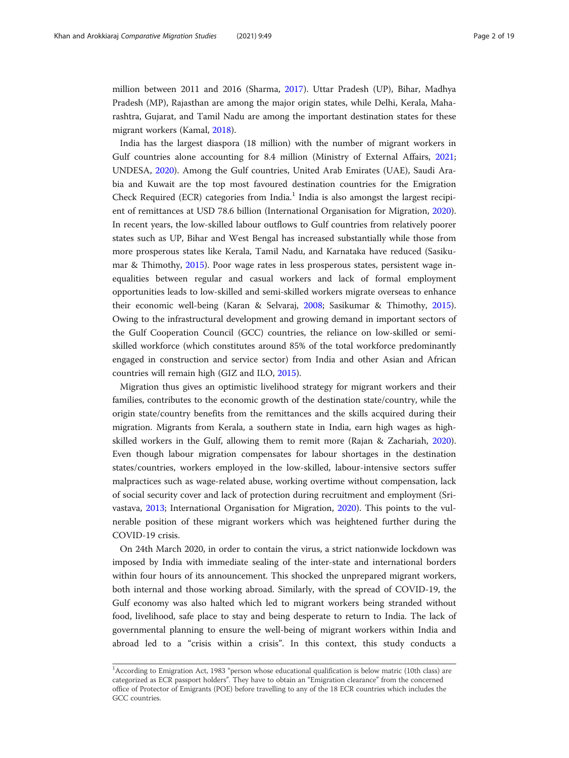million between 2011 and 2016 (Sharma, 2017). Uttar Pradesh (UP), Bihar, Madhya Pradesh (MP), Rajasthan are among the major origin states, while Delhi, Kerala, Maharashtra, Gujarat, and Tamil Nadu are among the important destination states for these migrant workers (Kamal, 2018).

India has the largest diaspora (18 million) with the number of migrant workers in Gulf countries alone accounting for 8.4 million (Ministry of External Affairs, 2021; UNDESA, 2020). Among the Gulf countries, United Arab Emirates (UAE), Saudi Arabia and Kuwait are the top most favoured destination countries for the Emigration Check Required (ECR) categories from India.[1] India is also amongst the largest recipient of remittances at USD 78.6 billion (International Organisation for Migration, 2020). In recent years, the low-skilled labour outflows to Gulf countries from relatively poorer states such as UP, Bihar and West Bengal has increased substantially while those from more prosperous states like Kerala, Tamil Nadu, and Karnataka have reduced (Sasikumar & Thimothy, 2015). Poor wage rates in less prosperous states, persistent wage inequalities between regular and casual workers and lack of formal employment opportunities leads to low-skilled and semi-skilled workers migrate overseas to enhance their economic well-being (Karan & Selvaraj, 2008; Sasikumar & Thimothy, 2015). Owing to the infrastructural development and growing demand in important sectors of the Gulf Cooperation Council (GCC) countries, the reliance on low-skilled or semi-skilled workforce (which constitutes around 85% of the total workforce predominantly engaged in construction and service sector) from India and other Asian and African countries will remain high (GIZ and ILO, 2015).

Migration thus gives an optimistic livelihood strategy for migrant workers and their families, contributes to the economic growth of the destination state/country, while the origin state/country benefits from the remittances and the skills acquired during their migration. Migrants from Kerala, a southern state in India, earn high wages as high-skilled workers in the Gulf, allowing them to remit more (Rajan & Zachariah, 2020). Even though labour migration compensates for labour shortages in the destination states/countries, workers employed in the low-skilled, labour-intensive sectors suffer malpractices such as wage-related abuse, working overtime without compensation, lack of social security cover and lack of protection during recruitment and employment (Srivastava, 2013; International Organisation for Migration, 2020). This points to the vulnerable position of these migrant workers which was heightened further during the COVID-19 crisis.

On 24th March 2020, in order to contain the virus, a strict nationwide lockdown was imposed by India with immediate sealing of the inter-state and international borders within four hours of its announcement. This shocked the unprepared migrant workers, both internal and those working abroad. Similarly, with the spread of COVID-19, the Gulf economy was also halted which led to migrant workers being stranded without food, livelihood, safe place to stay and being desperate to return to India. The lack of governmental planning to ensure the well-being of migrant workers within India and abroad led to a "crisis within a crisis". In this context, this study conducts a

---

[1]According to Emigration Act, 1983 "person whose educational qualification is below matric (10th class) are categorized as ECR passport holders". They have to obtain an "Emigration clearance" from the concerned office of Protector of Emigrants (POE) before travelling to any of the 18 ECR countries which includes the GCC countries.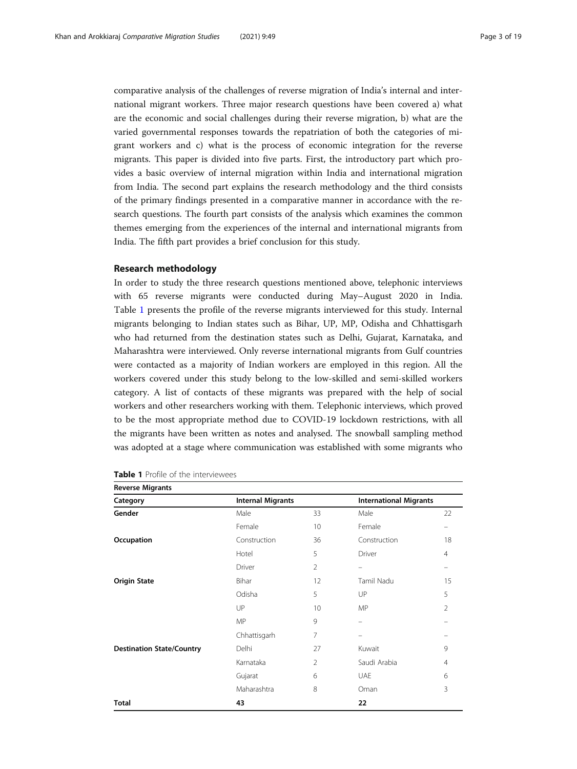comparative analysis of the challenges of reverse migration of India's internal and international migrant workers. Three major research questions have been covered a) what are the economic and social challenges during their reverse migration, b) what are the varied governmental responses towards the repatriation of both the categories of migrant workers and c) what is the process of economic integration for the reverse migrants. This paper is divided into five parts. First, the introductory part which provides a basic overview of internal migration within India and international migration from India. The second part explains the research methodology and the third consists of the primary findings presented in a comparative manner in accordance with the research questions. The fourth part consists of the analysis which examines the common themes emerging from the experiences of the internal and international migrants from India. The fifth part provides a brief conclusion for this study.

## Research methodology

In order to study the three research questions mentioned above, telephonic interviews with 65 reverse migrants were conducted during May–August 2020 in India. Table 1 presents the profile of the reverse migrants interviewed for this study. Internal migrants belonging to Indian states such as Bihar, UP, MP, Odisha and Chhattisgarh who had returned from the destination states such as Delhi, Gujarat, Karnataka, and Maharashtra were interviewed. Only reverse international migrants from Gulf countries were contacted as a majority of Indian workers are employed in this region. All the workers covered under this study belong to the low-skilled and semi-skilled workers category. A list of contacts of these migrants was prepared with the help of social workers and other researchers working with them. Telephonic interviews, which proved to be the most appropriate method due to COVID-19 lockdown restrictions, with all the migrants have been written as notes and analysed. The snowball sampling method was adopted at a stage where communication was established with some migrants who

**Table 1** Profile of the interviewees

| Reverse Migrants | | | | |
|---|---|---|---|---|
| **Category** | **Internal Migrants** | | **International Migrants** | |
| **Gender** | Male | 33 | Male | 22 |
| | Female | 10 | Female | – |
| **Occupation** | Construction | 36 | Construction | 18 |
| | Hotel | 5 | Driver | 4 |
| | Driver | 2 | – | – |
| **Origin State** | Bihar | 12 | Tamil Nadu | 15 |
| | Odisha | 5 | UP | 5 |
| | UP | 10 | MP | 2 |
| | MP | 9 | – | – |
| | Chhattisgarh | 7 | – | – |
| **Destination State/Country** | Delhi | 27 | Kuwait | 9 |
| | Karnataka | 2 | Saudi Arabia | 4 |
| | Gujarat | 6 | UAE | 6 |
| | Maharashtra | 8 | Oman | 3 |
| **Total** | **43** | | **22** | |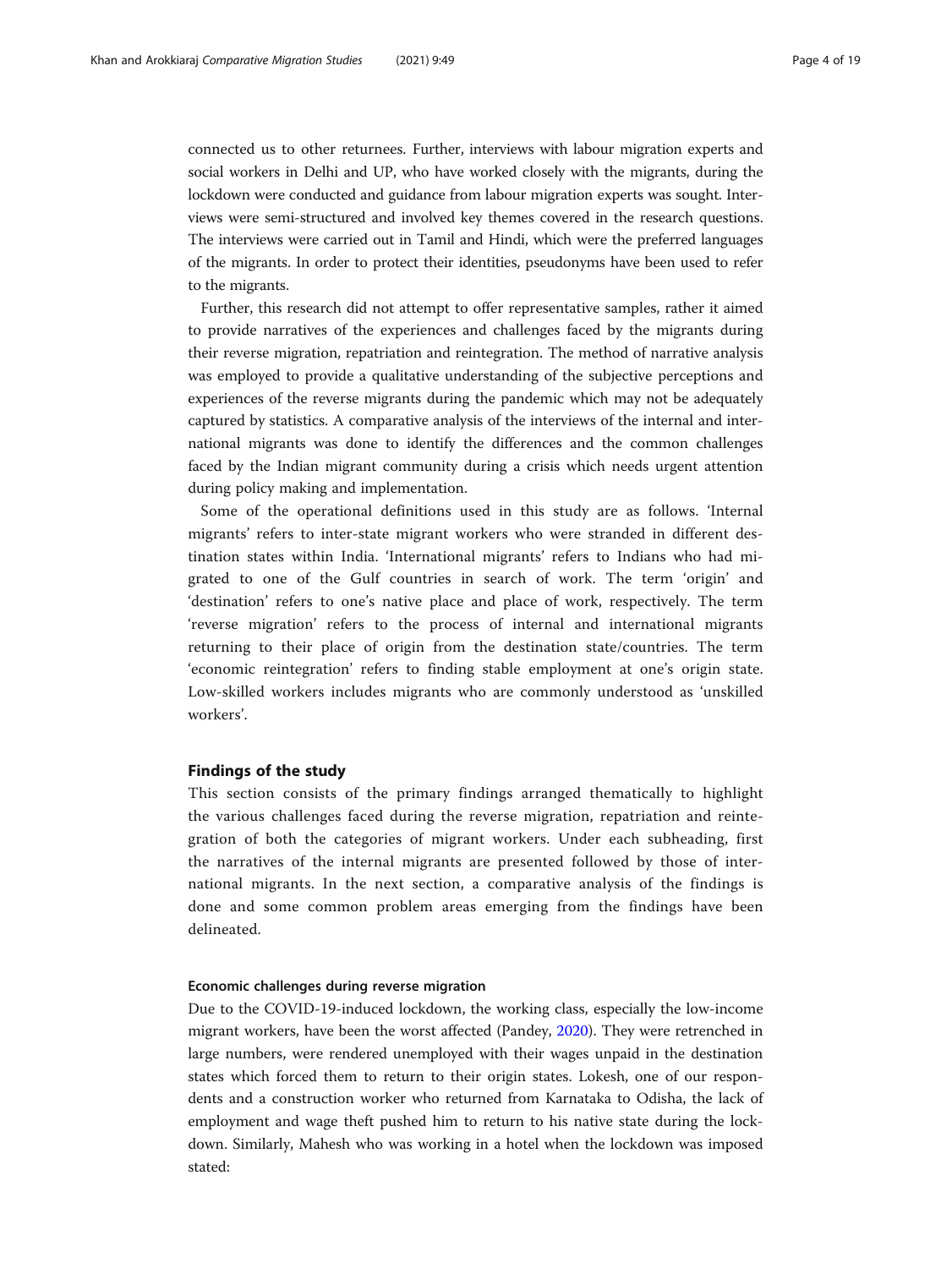connected us to other returnees. Further, interviews with labour migration experts and social workers in Delhi and UP, who have worked closely with the migrants, during the lockdown were conducted and guidance from labour migration experts was sought. Interviews were semi-structured and involved key themes covered in the research questions. The interviews were carried out in Tamil and Hindi, which were the preferred languages of the migrants. In order to protect their identities, pseudonyms have been used to refer to the migrants.

Further, this research did not attempt to offer representative samples, rather it aimed to provide narratives of the experiences and challenges faced by the migrants during their reverse migration, repatriation and reintegration. The method of narrative analysis was employed to provide a qualitative understanding of the subjective perceptions and experiences of the reverse migrants during the pandemic which may not be adequately captured by statistics. A comparative analysis of the interviews of the internal and international migrants was done to identify the differences and the common challenges faced by the Indian migrant community during a crisis which needs urgent attention during policy making and implementation.

Some of the operational definitions used in this study are as follows. 'Internal migrants' refers to inter-state migrant workers who were stranded in different destination states within India. 'International migrants' refers to Indians who had migrated to one of the Gulf countries in search of work. The term 'origin' and 'destination' refers to one's native place and place of work, respectively. The term 'reverse migration' refers to the process of internal and international migrants returning to their place of origin from the destination state/countries. The term 'economic reintegration' refers to finding stable employment at one's origin state. Low-skilled workers includes migrants who are commonly understood as 'unskilled workers'.

## Findings of the study

This section consists of the primary findings arranged thematically to highlight the various challenges faced during the reverse migration, repatriation and reintegration of both the categories of migrant workers. Under each subheading, first the narratives of the internal migrants are presented followed by those of international migrants. In the next section, a comparative analysis of the findings is done and some common problem areas emerging from the findings have been delineated.

### Economic challenges during reverse migration

Due to the COVID-19-induced lockdown, the working class, especially the low-income migrant workers, have been the worst affected (Pandey, 2020). They were retrenched in large numbers, were rendered unemployed with their wages unpaid in the destination states which forced them to return to their origin states. Lokesh, one of our respondents and a construction worker who returned from Karnataka to Odisha, the lack of employment and wage theft pushed him to return to his native state during the lockdown. Similarly, Mahesh who was working in a hotel when the lockdown was imposed stated: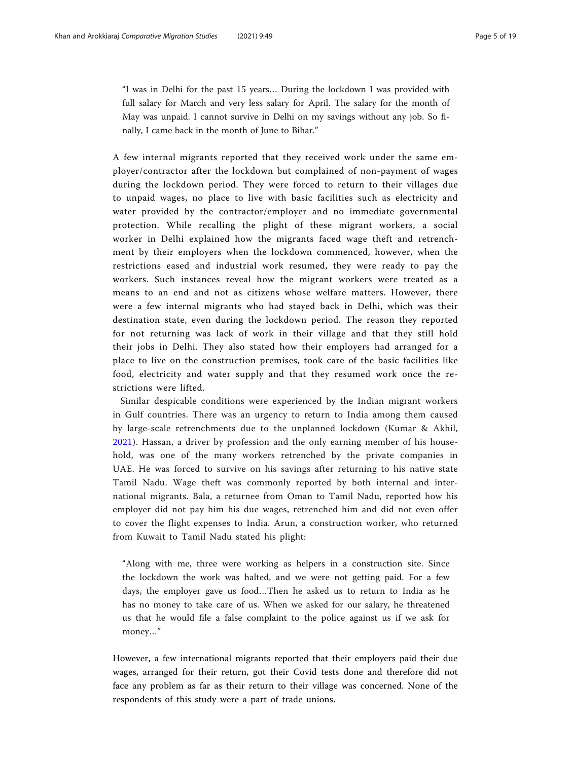> "I was in Delhi for the past 15 years… During the lockdown I was provided with full salary for March and very less salary for April. The salary for the month of May was unpaid. I cannot survive in Delhi on my savings without any job. So finally, I came back in the month of June to Bihar."

A few internal migrants reported that they received work under the same employer/contractor after the lockdown but complained of non-payment of wages during the lockdown period. They were forced to return to their villages due to unpaid wages, no place to live with basic facilities such as electricity and water provided by the contractor/employer and no immediate governmental protection. While recalling the plight of these migrant workers, a social worker in Delhi explained how the migrants faced wage theft and retrenchment by their employers when the lockdown commenced, however, when the restrictions eased and industrial work resumed, they were ready to pay the workers. Such instances reveal how the migrant workers were treated as a means to an end and not as citizens whose welfare matters. However, there were a few internal migrants who had stayed back in Delhi, which was their destination state, even during the lockdown period. The reason they reported for not returning was lack of work in their village and that they still hold their jobs in Delhi. They also stated how their employers had arranged for a place to live on the construction premises, took care of the basic facilities like food, electricity and water supply and that they resumed work once the restrictions were lifted.

Similar despicable conditions were experienced by the Indian migrant workers in Gulf countries. There was an urgency to return to India among them caused by large-scale retrenchments due to the unplanned lockdown (Kumar & Akhil, 2021). Hassan, a driver by profession and the only earning member of his household, was one of the many workers retrenched by the private companies in UAE. He was forced to survive on his savings after returning to his native state Tamil Nadu. Wage theft was commonly reported by both internal and international migrants. Bala, a returnee from Oman to Tamil Nadu, reported how his employer did not pay him his due wages, retrenched him and did not even offer to cover the flight expenses to India. Arun, a construction worker, who returned from Kuwait to Tamil Nadu stated his plight:

> "Along with me, three were working as helpers in a construction site. Since the lockdown the work was halted, and we were not getting paid. For a few days, the employer gave us food…Then he asked us to return to India as he has no money to take care of us. When we asked for our salary, he threatened us that he would file a false complaint to the police against us if we ask for money…"

However, a few international migrants reported that their employers paid their due wages, arranged for their return, got their Covid tests done and therefore did not face any problem as far as their return to their village was concerned. None of the respondents of this study were a part of trade unions.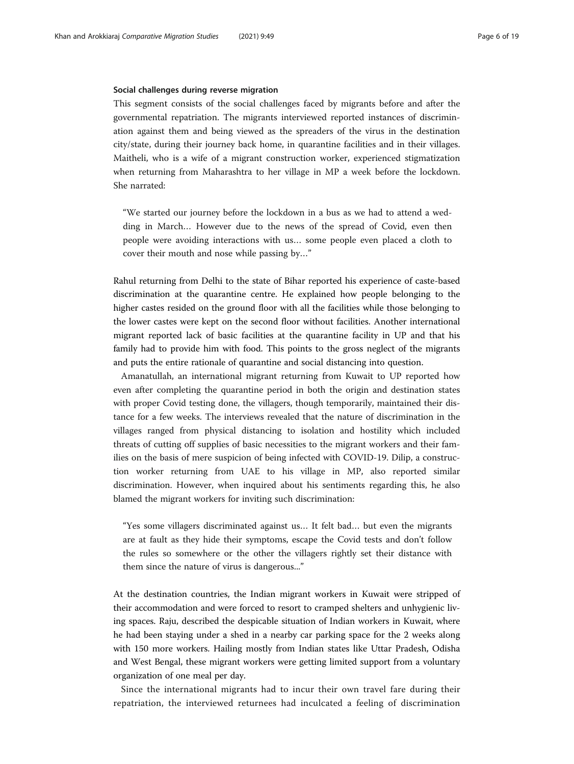### Social challenges during reverse migration

This segment consists of the social challenges faced by migrants before and after the governmental repatriation. The migrants interviewed reported instances of discrimination against them and being viewed as the spreaders of the virus in the destination city/state, during their journey back home, in quarantine facilities and in their villages. Maitheli, who is a wife of a migrant construction worker, experienced stigmatization when returning from Maharashtra to her village in MP a week before the lockdown. She narrated:

> "We started our journey before the lockdown in a bus as we had to attend a wedding in March… However due to the news of the spread of Covid, even then people were avoiding interactions with us… some people even placed a cloth to cover their mouth and nose while passing by…"

Rahul returning from Delhi to the state of Bihar reported his experience of caste-based discrimination at the quarantine centre. He explained how people belonging to the higher castes resided on the ground floor with all the facilities while those belonging to the lower castes were kept on the second floor without facilities. Another international migrant reported lack of basic facilities at the quarantine facility in UP and that his family had to provide him with food. This points to the gross neglect of the migrants and puts the entire rationale of quarantine and social distancing into question.

Amanatullah, an international migrant returning from Kuwait to UP reported how even after completing the quarantine period in both the origin and destination states with proper Covid testing done, the villagers, though temporarily, maintained their distance for a few weeks. The interviews revealed that the nature of discrimination in the villages ranged from physical distancing to isolation and hostility which included threats of cutting off supplies of basic necessities to the migrant workers and their families on the basis of mere suspicion of being infected with COVID-19. Dilip, a construction worker returning from UAE to his village in MP, also reported similar discrimination. However, when inquired about his sentiments regarding this, he also blamed the migrant workers for inviting such discrimination:

> "Yes some villagers discriminated against us… It felt bad… but even the migrants are at fault as they hide their symptoms, escape the Covid tests and don't follow the rules so somewhere or the other the villagers rightly set their distance with them since the nature of virus is dangerous..."

At the destination countries, the Indian migrant workers in Kuwait were stripped of their accommodation and were forced to resort to cramped shelters and unhygienic living spaces. Raju, described the despicable situation of Indian workers in Kuwait, where he had been staying under a shed in a nearby car parking space for the 2 weeks along with 150 more workers. Hailing mostly from Indian states like Uttar Pradesh, Odisha and West Bengal, these migrant workers were getting limited support from a voluntary organization of one meal per day.

Since the international migrants had to incur their own travel fare during their repatriation, the interviewed returnees had inculcated a feeling of discrimination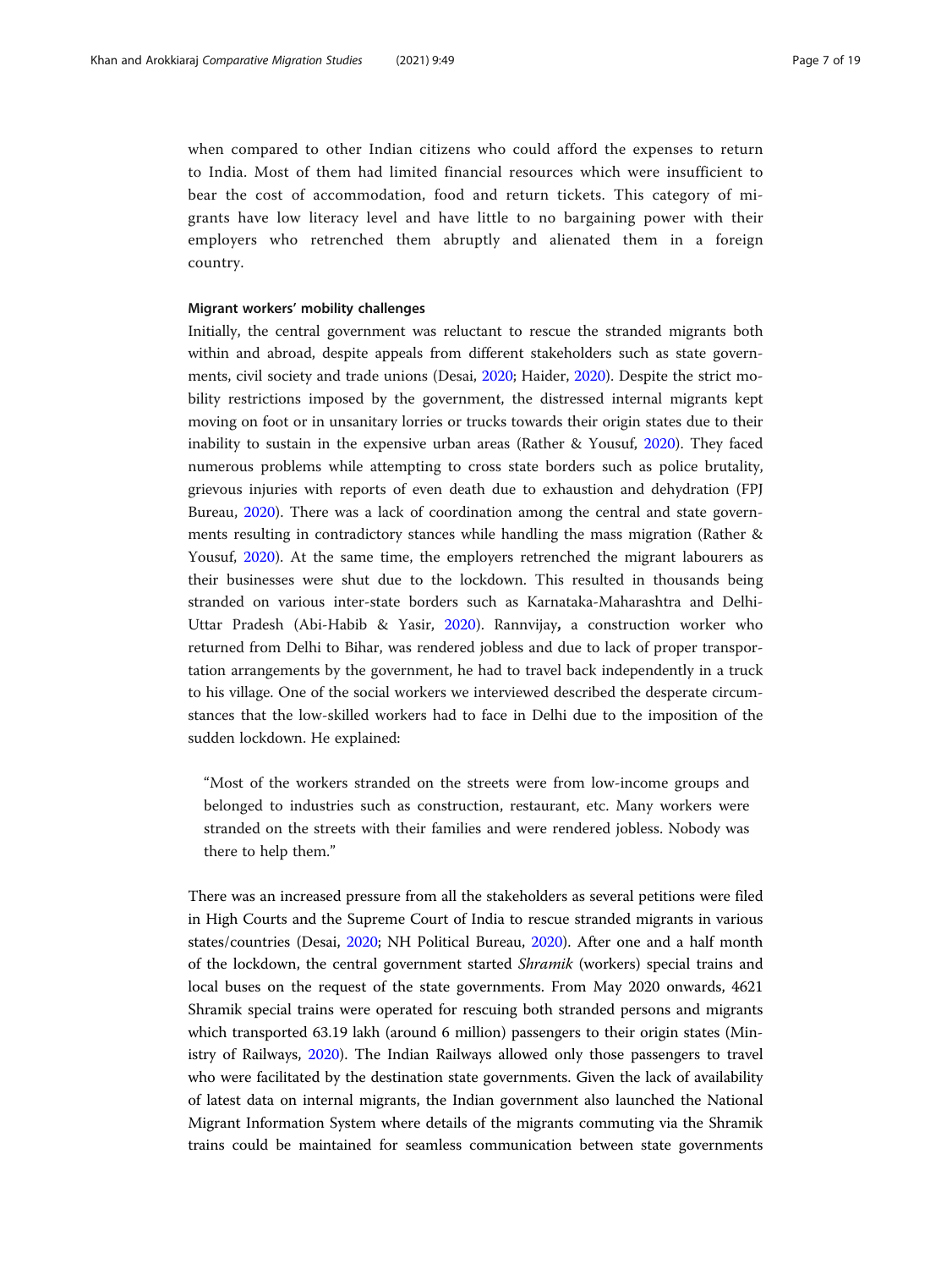when compared to other Indian citizens who could afford the expenses to return to India. Most of them had limited financial resources which were insufficient to bear the cost of accommodation, food and return tickets. This category of migrants have low literacy level and have little to no bargaining power with their employers who retrenched them abruptly and alienated them in a foreign country.

#### Migrant workers' mobility challenges

Initially, the central government was reluctant to rescue the stranded migrants both within and abroad, despite appeals from different stakeholders such as state governments, civil society and trade unions (Desai, 2020; Haider, 2020). Despite the strict mobility restrictions imposed by the government, the distressed internal migrants kept moving on foot or in unsanitary lorries or trucks towards their origin states due to their inability to sustain in the expensive urban areas (Rather & Yousuf, 2020). They faced numerous problems while attempting to cross state borders such as police brutality, grievous injuries with reports of even death due to exhaustion and dehydration (FPJ Bureau, 2020). There was a lack of coordination among the central and state governments resulting in contradictory stances while handling the mass migration (Rather & Yousuf, 2020). At the same time, the employers retrenched the migrant labourers as their businesses were shut due to the lockdown. This resulted in thousands being stranded on various inter-state borders such as Karnataka-Maharashtra and Delhi-Uttar Pradesh (Abi-Habib & Yasir, 2020). Rannvijay**,** a construction worker who returned from Delhi to Bihar**,** was rendered jobless and due to lack of proper transportation arrangements by the government, he had to travel back independently in a truck to his village. One of the social workers we interviewed described the desperate circumstances that the low-skilled workers had to face in Delhi due to the imposition of the sudden lockdown. He explained:

> "Most of the workers stranded on the streets were from low-income groups and belonged to industries such as construction, restaurant, etc. Many workers were stranded on the streets with their families and were rendered jobless. Nobody was there to help them."

There was an increased pressure from all the stakeholders as several petitions were filed in High Courts and the Supreme Court of India to rescue stranded migrants in various states/countries (Desai, 2020; NH Political Bureau, 2020). After one and a half month of the lockdown, the central government started *Shramik* (workers) special trains and local buses on the request of the state governments. From May 2020 onwards, 4621 Shramik special trains were operated for rescuing both stranded persons and migrants which transported 63.19 lakh (around 6 million) passengers to their origin states (Ministry of Railways, 2020). The Indian Railways allowed only those passengers to travel who were facilitated by the destination state governments. Given the lack of availability of latest data on internal migrants, the Indian government also launched the National Migrant Information System where details of the migrants commuting via the Shramik trains could be maintained for seamless communication between state governments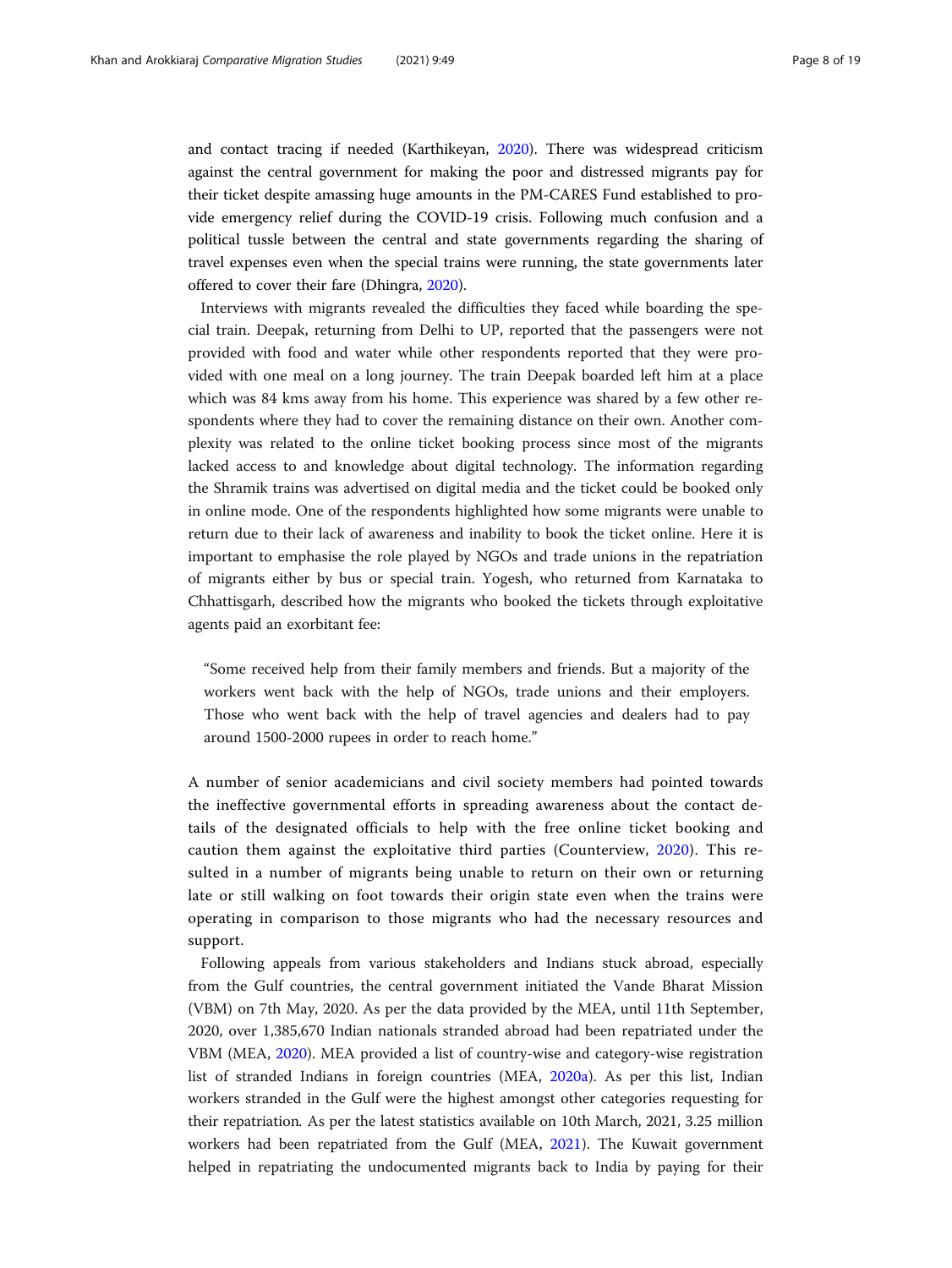and contact tracing if needed (Karthikeyan, 2020). There was widespread criticism against the central government for making the poor and distressed migrants pay for their ticket despite amassing huge amounts in the PM-CARES Fund established to provide emergency relief during the COVID-19 crisis. Following much confusion and a political tussle between the central and state governments regarding the sharing of travel expenses even when the special trains were running, the state governments later offered to cover their fare (Dhingra, 2020).

Interviews with migrants revealed the difficulties they faced while boarding the special train. Deepak, returning from Delhi to UP, reported that the passengers were not provided with food and water while other respondents reported that they were provided with one meal on a long journey. The train Deepak boarded left him at a place which was 84 kms away from his home. This experience was shared by a few other respondents where they had to cover the remaining distance on their own. Another complexity was related to the online ticket booking process since most of the migrants lacked access to and knowledge about digital technology. The information regarding the Shramik trains was advertised on digital media and the ticket could be booked only in online mode. One of the respondents highlighted how some migrants were unable to return due to their lack of awareness and inability to book the ticket online. Here it is important to emphasise the role played by NGOs and trade unions in the repatriation of migrants either by bus or special train. Yogesh, who returned from Karnataka to Chhattisgarh, described how the migrants who booked the tickets through exploitative agents paid an exorbitant fee:

> "Some received help from their family members and friends. But a majority of the workers went back with the help of NGOs, trade unions and their employers. Those who went back with the help of travel agencies and dealers had to pay around 1500-2000 rupees in order to reach home."

A number of senior academicians and civil society members had pointed towards the ineffective governmental efforts in spreading awareness about the contact details of the designated officials to help with the free online ticket booking and caution them against the exploitative third parties (Counterview, 2020). This resulted in a number of migrants being unable to return on their own or returning late or still walking on foot towards their origin state even when the trains were operating in comparison to those migrants who had the necessary resources and support.

Following appeals from various stakeholders and Indians stuck abroad, especially from the Gulf countries, the central government initiated the Vande Bharat Mission (VBM) on 7th May, 2020. As per the data provided by the MEA, until 11th September, 2020, over 1,385,670 Indian nationals stranded abroad had been repatriated under the VBM (MEA, 2020). MEA provided a list of country-wise and category-wise registration list of stranded Indians in foreign countries (MEA, 2020a). As per this list, Indian workers stranded in the Gulf were the highest amongst other categories requesting for their repatriation. As per the latest statistics available on 10th March, 2021, 3.25 million workers had been repatriated from the Gulf (MEA, 2021). The Kuwait government helped in repatriating the undocumented migrants back to India by paying for their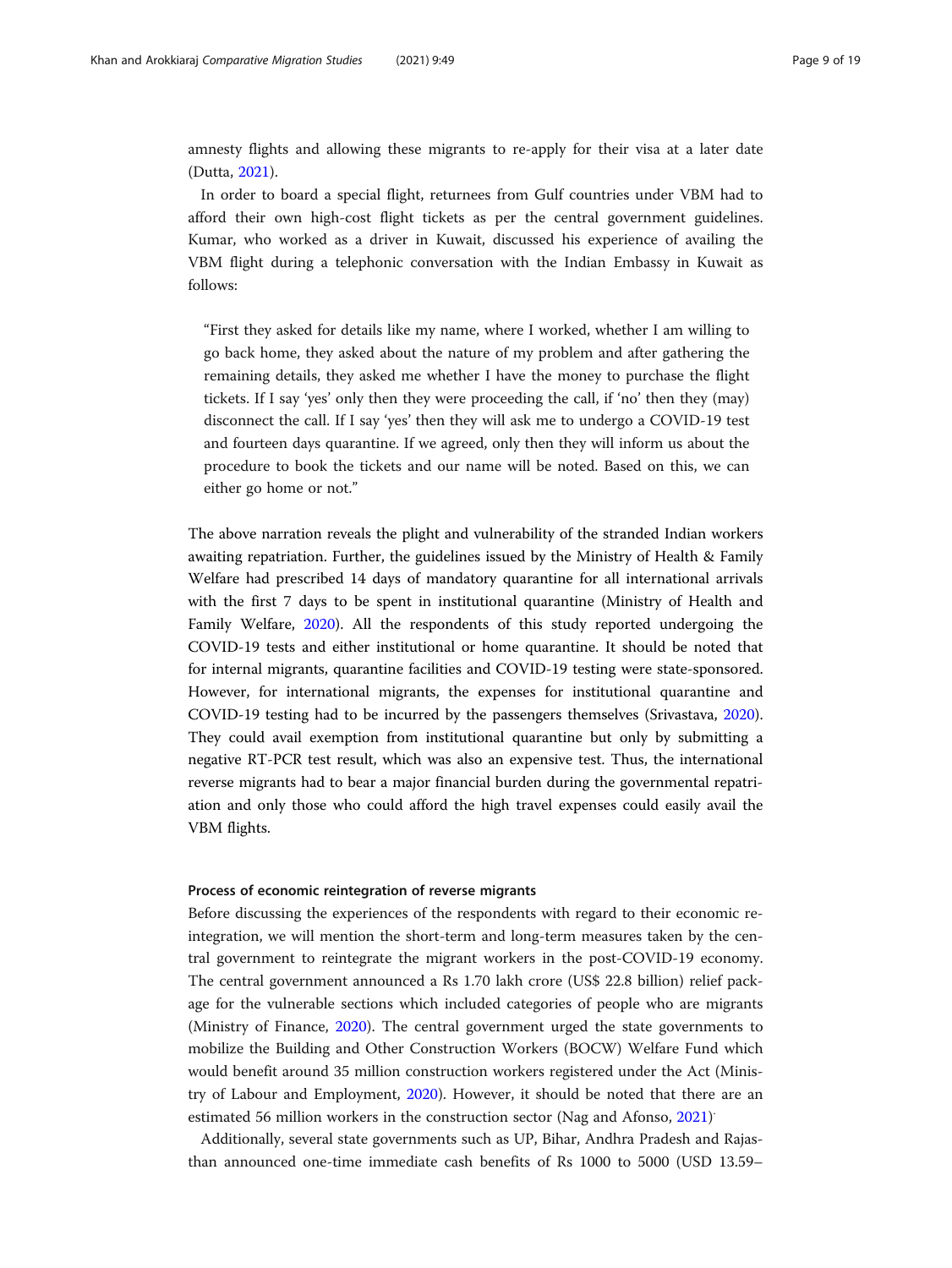amnesty flights and allowing these migrants to re-apply for their visa at a later date (Dutta, 2021).

In order to board a special flight, returnees from Gulf countries under VBM had to afford their own high-cost flight tickets as per the central government guidelines. Kumar, who worked as a driver in Kuwait, discussed his experience of availing the VBM flight during a telephonic conversation with the Indian Embassy in Kuwait as follows:

> "First they asked for details like my name, where I worked, whether I am willing to go back home, they asked about the nature of my problem and after gathering the remaining details, they asked me whether I have the money to purchase the flight tickets. If I say 'yes' only then they were proceeding the call, if 'no' then they (may) disconnect the call. If I say 'yes' then they will ask me to undergo a COVID-19 test and fourteen days quarantine. If we agreed, only then they will inform us about the procedure to book the tickets and our name will be noted. Based on this, we can either go home or not."

The above narration reveals the plight and vulnerability of the stranded Indian workers awaiting repatriation. Further, the guidelines issued by the Ministry of Health & Family Welfare had prescribed 14 days of mandatory quarantine for all international arrivals with the first 7 days to be spent in institutional quarantine (Ministry of Health and Family Welfare, 2020). All the respondents of this study reported undergoing the COVID-19 tests and either institutional or home quarantine. It should be noted that for internal migrants, quarantine facilities and COVID-19 testing were state-sponsored. However, for international migrants, the expenses for institutional quarantine and COVID-19 testing had to be incurred by the passengers themselves (Srivastava, 2020). They could avail exemption from institutional quarantine but only by submitting a negative RT-PCR test result, which was also an expensive test. Thus, the international reverse migrants had to bear a major financial burden during the governmental repatriation and only those who could afford the high travel expenses could easily avail the VBM flights.

#### Process of economic reintegration of reverse migrants

Before discussing the experiences of the respondents with regard to their economic re-integration, we will mention the short-term and long-term measures taken by the central government to reintegrate the migrant workers in the post-COVID-19 economy. The central government announced a Rs 1.70 lakh crore (US$ 22.8 billion) relief package for the vulnerable sections which included categories of people who are migrants (Ministry of Finance, 2020). The central government urged the state governments to mobilize the Building and Other Construction Workers (BOCW) Welfare Fund which would benefit around 35 million construction workers registered under the Act (Ministry of Labour and Employment, 2020). However, it should be noted that there are an estimated 56 million workers in the construction sector (Nag and Afonso, 2021).

Additionally, several state governments such as UP, Bihar, Andhra Pradesh and Rajasthan announced one-time immediate cash benefits of Rs 1000 to 5000 (USD 13.59–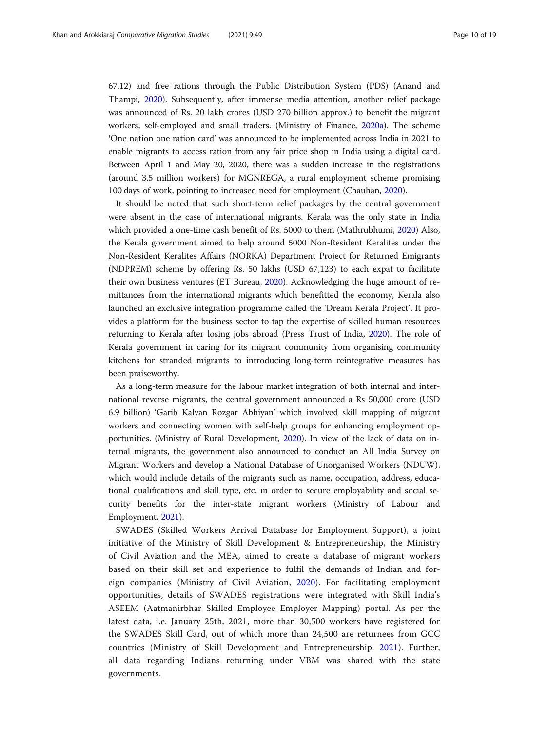67.12) and free rations through the Public Distribution System (PDS) (Anand and Thampi, 2020). Subsequently, after immense media attention, another relief package was announced of Rs. 20 lakh crores (USD 270 billion approx.) to benefit the migrant workers, self-employed and small traders. (Ministry of Finance, 2020a). The scheme 'One nation one ration card' was announced to be implemented across India in 2021 to enable migrants to access ration from any fair price shop in India using a digital card. Between April 1 and May 20, 2020, there was a sudden increase in the registrations (around 3.5 million workers) for MGNREGA, a rural employment scheme promising 100 days of work, pointing to increased need for employment (Chauhan, 2020).

It should be noted that such short-term relief packages by the central government were absent in the case of international migrants. Kerala was the only state in India which provided a one-time cash benefit of Rs. 5000 to them (Mathrubhumi, 2020) Also, the Kerala government aimed to help around 5000 Non-Resident Keralites under the Non-Resident Keralites Affairs (NORKA) Department Project for Returned Emigrants (NDPREM) scheme by offering Rs. 50 lakhs (USD 67,123) to each expat to facilitate their own business ventures (ET Bureau, 2020). Acknowledging the huge amount of remittances from the international migrants which benefitted the economy, Kerala also launched an exclusive integration programme called the 'Dream Kerala Project'. It provides a platform for the business sector to tap the expertise of skilled human resources returning to Kerala after losing jobs abroad (Press Trust of India, 2020). The role of Kerala government in caring for its migrant community from organising community kitchens for stranded migrants to introducing long-term reintegrative measures has been praiseworthy.

As a long-term measure for the labour market integration of both internal and international reverse migrants, the central government announced a Rs 50,000 crore (USD 6.9 billion) 'Garib Kalyan Rozgar Abhiyan' which involved skill mapping of migrant workers and connecting women with self-help groups for enhancing employment opportunities. (Ministry of Rural Development, 2020). In view of the lack of data on internal migrants, the government also announced to conduct an All India Survey on Migrant Workers and develop a National Database of Unorganised Workers (NDUW), which would include details of the migrants such as name, occupation, address, educational qualifications and skill type, etc. in order to secure employability and social security benefits for the inter-state migrant workers (Ministry of Labour and Employment, 2021).

SWADES (Skilled Workers Arrival Database for Employment Support), a joint initiative of the Ministry of Skill Development & Entrepreneurship, the Ministry of Civil Aviation and the MEA, aimed to create a database of migrant workers based on their skill set and experience to fulfil the demands of Indian and foreign companies (Ministry of Civil Aviation, 2020). For facilitating employment opportunities, details of SWADES registrations were integrated with Skill India's ASEEM (Aatmanirbhar Skilled Employee Employer Mapping) portal. As per the latest data, i.e. January 25th, 2021, more than 30,500 workers have registered for the SWADES Skill Card, out of which more than 24,500 are returnees from GCC countries (Ministry of Skill Development and Entrepreneurship, 2021). Further, all data regarding Indians returning under VBM was shared with the state governments.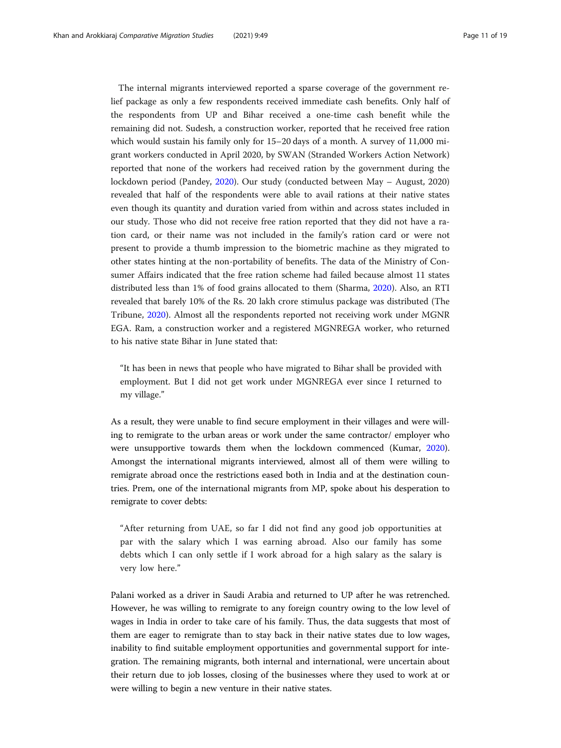The internal migrants interviewed reported a sparse coverage of the government relief package as only a few respondents received immediate cash benefits. Only half of the respondents from UP and Bihar received a one-time cash benefit while the remaining did not. Sudesh, a construction worker, reported that he received free ration which would sustain his family only for 15–20 days of a month. A survey of 11,000 migrant workers conducted in April 2020, by SWAN (Stranded Workers Action Network) reported that none of the workers had received ration by the government during the lockdown period (Pandey, 2020). Our study (conducted between May – August, 2020) revealed that half of the respondents were able to avail rations at their native states even though its quantity and duration varied from within and across states included in our study. Those who did not receive free ration reported that they did not have a ration card, or their name was not included in the family's ration card or were not present to provide a thumb impression to the biometric machine as they migrated to other states hinting at the non-portability of benefits. The data of the Ministry of Consumer Affairs indicated that the free ration scheme had failed because almost 11 states distributed less than 1% of food grains allocated to them (Sharma, 2020). Also, an RTI revealed that barely 10% of the Rs. 20 lakh crore stimulus package was distributed (The Tribune, 2020). Almost all the respondents reported not receiving work under MGNREGA. Ram, a construction worker and a registered MGNREGA worker, who returned to his native state Bihar in June stated that:

> "It has been in news that people who have migrated to Bihar shall be provided with employment. But I did not get work under MGNREGA ever since I returned to my village."

As a result, they were unable to find secure employment in their villages and were willing to remigrate to the urban areas or work under the same contractor/ employer who were unsupportive towards them when the lockdown commenced (Kumar, 2020). Amongst the international migrants interviewed, almost all of them were willing to remigrate abroad once the restrictions eased both in India and at the destination countries. Prem, one of the international migrants from MP, spoke about his desperation to remigrate to cover debts:

> "After returning from UAE, so far I did not find any good job opportunities at par with the salary which I was earning abroad. Also our family has some debts which I can only settle if I work abroad for a high salary as the salary is very low here."

Palani worked as a driver in Saudi Arabia and returned to UP after he was retrenched. However, he was willing to remigrate to any foreign country owing to the low level of wages in India in order to take care of his family. Thus, the data suggests that most of them are eager to remigrate than to stay back in their native states due to low wages, inability to find suitable employment opportunities and governmental support for integration. The remaining migrants, both internal and international, were uncertain about their return due to job losses, closing of the businesses where they used to work at or were willing to begin a new venture in their native states.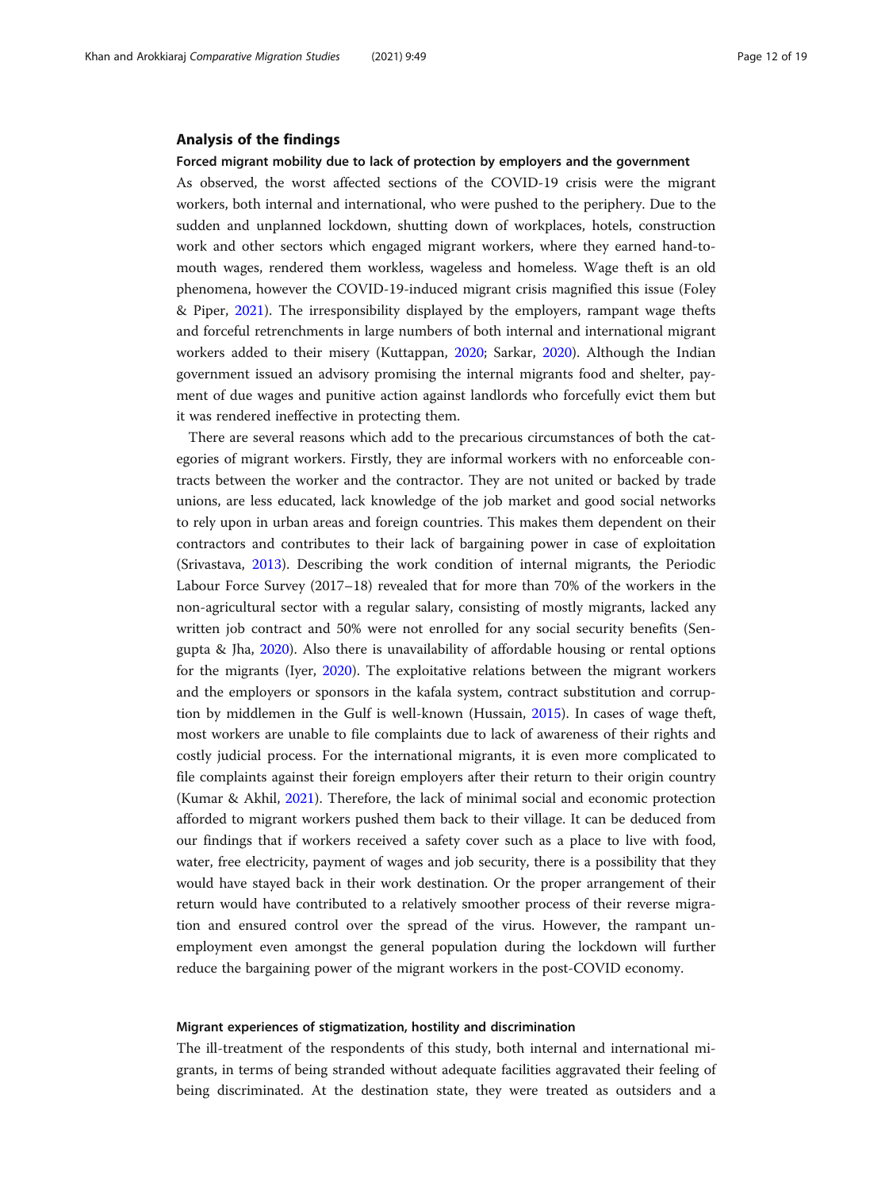## Analysis of the findings

### Forced migrant mobility due to lack of protection by employers and the government

As observed, the worst affected sections of the COVID-19 crisis were the migrant workers, both internal and international, who were pushed to the periphery. Due to the sudden and unplanned lockdown, shutting down of workplaces, hotels, construction work and other sectors which engaged migrant workers, where they earned hand-to-mouth wages, rendered them workless, wageless and homeless. Wage theft is an old phenomena, however the COVID-19-induced migrant crisis magnified this issue (Foley & Piper, 2021). The irresponsibility displayed by the employers, rampant wage thefts and forceful retrenchments in large numbers of both internal and international migrant workers added to their misery (Kuttappan, 2020; Sarkar, 2020). Although the Indian government issued an advisory promising the internal migrants food and shelter, payment of due wages and punitive action against landlords who forcefully evict them but it was rendered ineffective in protecting them.

There are several reasons which add to the precarious circumstances of both the categories of migrant workers. Firstly, they are informal workers with no enforceable contracts between the worker and the contractor. They are not united or backed by trade unions, are less educated, lack knowledge of the job market and good social networks to rely upon in urban areas and foreign countries. This makes them dependent on their contractors and contributes to their lack of bargaining power in case of exploitation (Srivastava, 2013). Describing the work condition of internal migrants, the Periodic Labour Force Survey (2017–18) revealed that for more than 70% of the workers in the non-agricultural sector with a regular salary, consisting of mostly migrants, lacked any written job contract and 50% were not enrolled for any social security benefits (Sengupta & Jha, 2020). Also there is unavailability of affordable housing or rental options for the migrants (Iyer, 2020). The exploitative relations between the migrant workers and the employers or sponsors in the kafala system, contract substitution and corruption by middlemen in the Gulf is well-known (Hussain, 2015). In cases of wage theft, most workers are unable to file complaints due to lack of awareness of their rights and costly judicial process. For the international migrants, it is even more complicated to file complaints against their foreign employers after their return to their origin country (Kumar & Akhil, 2021). Therefore, the lack of minimal social and economic protection afforded to migrant workers pushed them back to their village. It can be deduced from our findings that if workers received a safety cover such as a place to live with food, water, free electricity, payment of wages and job security, there is a possibility that they would have stayed back in their work destination. Or the proper arrangement of their return would have contributed to a relatively smoother process of their reverse migration and ensured control over the spread of the virus. However, the rampant unemployment even amongst the general population during the lockdown will further reduce the bargaining power of the migrant workers in the post-COVID economy.

### Migrant experiences of stigmatization, hostility and discrimination

The ill-treatment of the respondents of this study, both internal and international migrants, in terms of being stranded without adequate facilities aggravated their feeling of being discriminated. At the destination state, they were treated as outsiders and a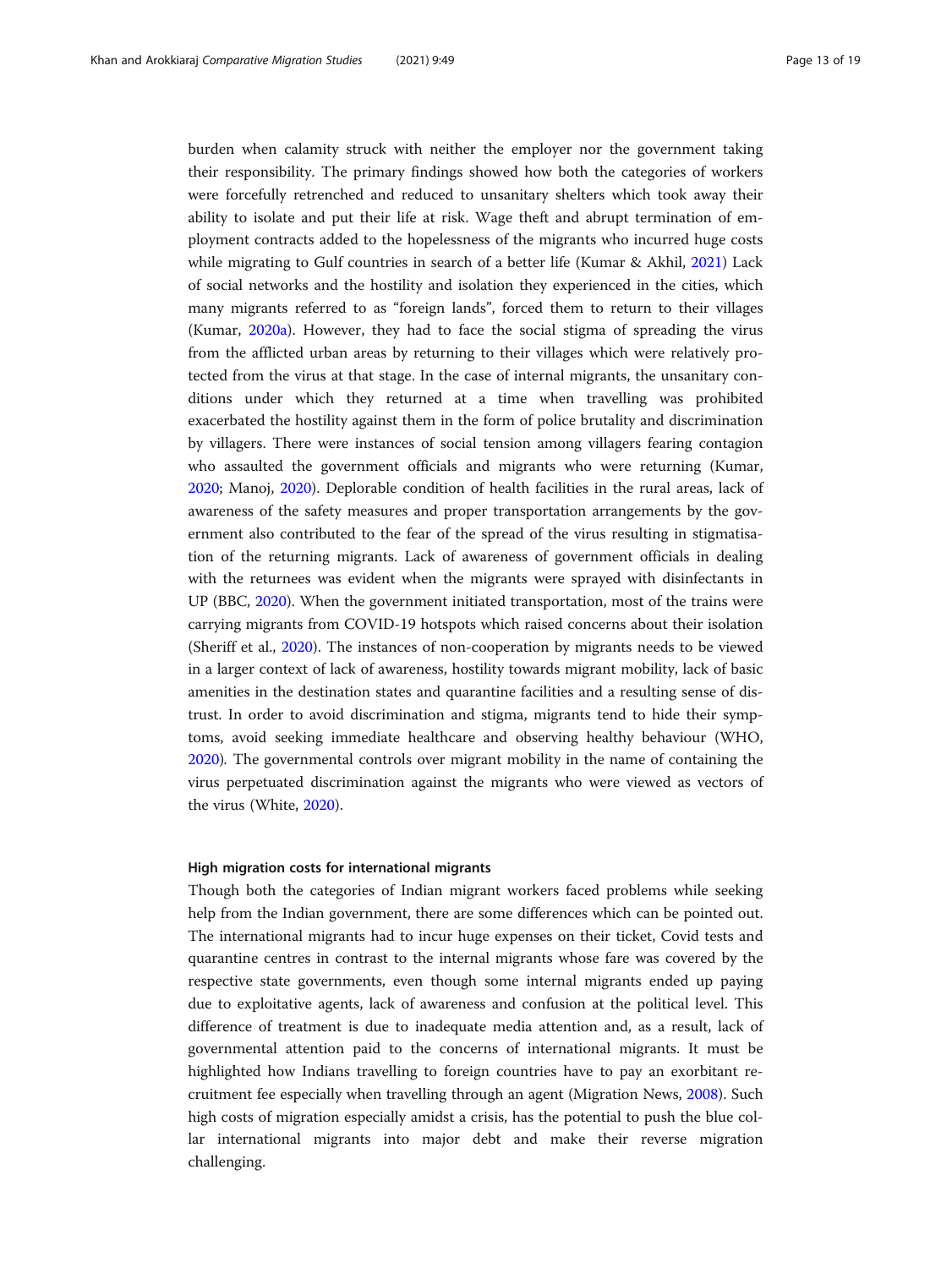burden when calamity struck with neither the employer nor the government taking their responsibility. The primary findings showed how both the categories of workers were forcefully retrenched and reduced to unsanitary shelters which took away their ability to isolate and put their life at risk. Wage theft and abrupt termination of employment contracts added to the hopelessness of the migrants who incurred huge costs while migrating to Gulf countries in search of a better life (Kumar & Akhil, 2021) Lack of social networks and the hostility and isolation they experienced in the cities, which many migrants referred to as "foreign lands", forced them to return to their villages (Kumar, 2020a). However, they had to face the social stigma of spreading the virus from the afflicted urban areas by returning to their villages which were relatively protected from the virus at that stage. In the case of internal migrants, the unsanitary conditions under which they returned at a time when travelling was prohibited exacerbated the hostility against them in the form of police brutality and discrimination by villagers. There were instances of social tension among villagers fearing contagion who assaulted the government officials and migrants who were returning (Kumar, 2020; Manoj, 2020). Deplorable condition of health facilities in the rural areas, lack of awareness of the safety measures and proper transportation arrangements by the government also contributed to the fear of the spread of the virus resulting in stigmatisation of the returning migrants. Lack of awareness of government officials in dealing with the returnees was evident when the migrants were sprayed with disinfectants in UP (BBC, 2020). When the government initiated transportation, most of the trains were carrying migrants from COVID-19 hotspots which raised concerns about their isolation (Sheriff et al., 2020). The instances of non-cooperation by migrants needs to be viewed in a larger context of lack of awareness, hostility towards migrant mobility, lack of basic amenities in the destination states and quarantine facilities and a resulting sense of distrust. In order to avoid discrimination and stigma, migrants tend to hide their symptoms, avoid seeking immediate healthcare and observing healthy behaviour (WHO, 2020). The governmental controls over migrant mobility in the name of containing the virus perpetuated discrimination against the migrants who were viewed as vectors of the virus (White, 2020).

#### High migration costs for international migrants

Though both the categories of Indian migrant workers faced problems while seeking help from the Indian government, there are some differences which can be pointed out. The international migrants had to incur huge expenses on their ticket, Covid tests and quarantine centres in contrast to the internal migrants whose fare was covered by the respective state governments, even though some internal migrants ended up paying due to exploitative agents, lack of awareness and confusion at the political level. This difference of treatment is due to inadequate media attention and, as a result, lack of governmental attention paid to the concerns of international migrants. It must be highlighted how Indians travelling to foreign countries have to pay an exorbitant recruitment fee especially when travelling through an agent (Migration News, 2008). Such high costs of migration especially amidst a crisis, has the potential to push the blue collar international migrants into major debt and make their reverse migration challenging.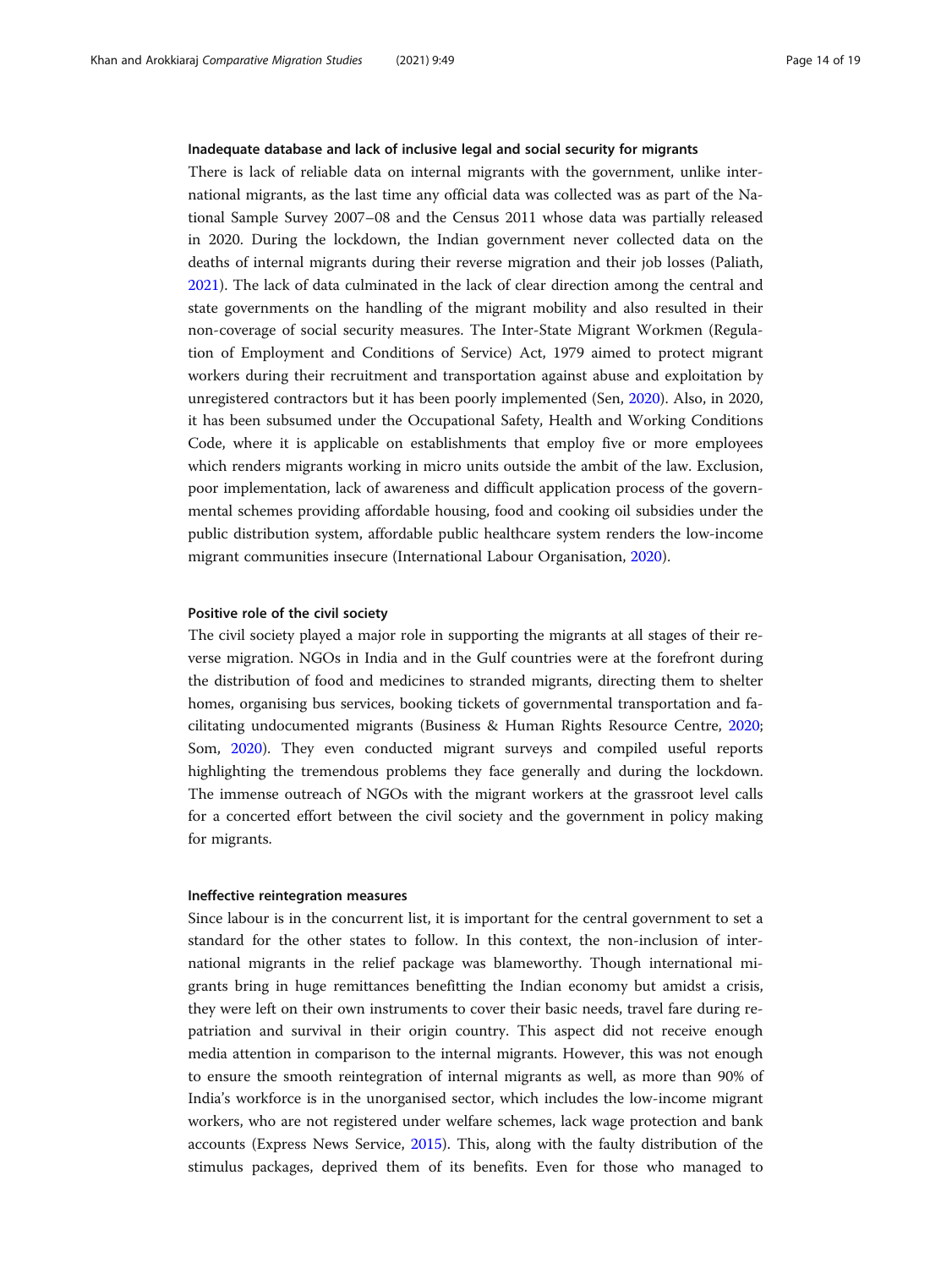### Inadequate database and lack of inclusive legal and social security for migrants

There is lack of reliable data on internal migrants with the government, unlike international migrants, as the last time any official data was collected was as part of the National Sample Survey 2007–08 and the Census 2011 whose data was partially released in 2020. During the lockdown, the Indian government never collected data on the deaths of internal migrants during their reverse migration and their job losses (Paliath, 2021). The lack of data culminated in the lack of clear direction among the central and state governments on the handling of the migrant mobility and also resulted in their non-coverage of social security measures. The Inter-State Migrant Workmen (Regulation of Employment and Conditions of Service) Act, 1979 aimed to protect migrant workers during their recruitment and transportation against abuse and exploitation by unregistered contractors but it has been poorly implemented (Sen, 2020). Also, in 2020, it has been subsumed under the Occupational Safety, Health and Working Conditions Code, where it is applicable on establishments that employ five or more employees which renders migrants working in micro units outside the ambit of the law. Exclusion, poor implementation, lack of awareness and difficult application process of the governmental schemes providing affordable housing, food and cooking oil subsidies under the public distribution system, affordable public healthcare system renders the low-income migrant communities insecure (International Labour Organisation, 2020).

### Positive role of the civil society

The civil society played a major role in supporting the migrants at all stages of their reverse migration. NGOs in India and in the Gulf countries were at the forefront during the distribution of food and medicines to stranded migrants, directing them to shelter homes, organising bus services, booking tickets of governmental transportation and facilitating undocumented migrants (Business & Human Rights Resource Centre, 2020; Som, 2020). They even conducted migrant surveys and compiled useful reports highlighting the tremendous problems they face generally and during the lockdown. The immense outreach of NGOs with the migrant workers at the grassroot level calls for a concerted effort between the civil society and the government in policy making for migrants.

### Ineffective reintegration measures

Since labour is in the concurrent list, it is important for the central government to set a standard for the other states to follow. In this context, the non-inclusion of international migrants in the relief package was blameworthy. Though international migrants bring in huge remittances benefitting the Indian economy but amidst a crisis, they were left on their own instruments to cover their basic needs, travel fare during repatriation and survival in their origin country. This aspect did not receive enough media attention in comparison to the internal migrants. However, this was not enough to ensure the smooth reintegration of internal migrants as well, as more than 90% of India's workforce is in the unorganised sector, which includes the low-income migrant workers, who are not registered under welfare schemes, lack wage protection and bank accounts (Express News Service, 2015). This, along with the faulty distribution of the stimulus packages, deprived them of its benefits. Even for those who managed to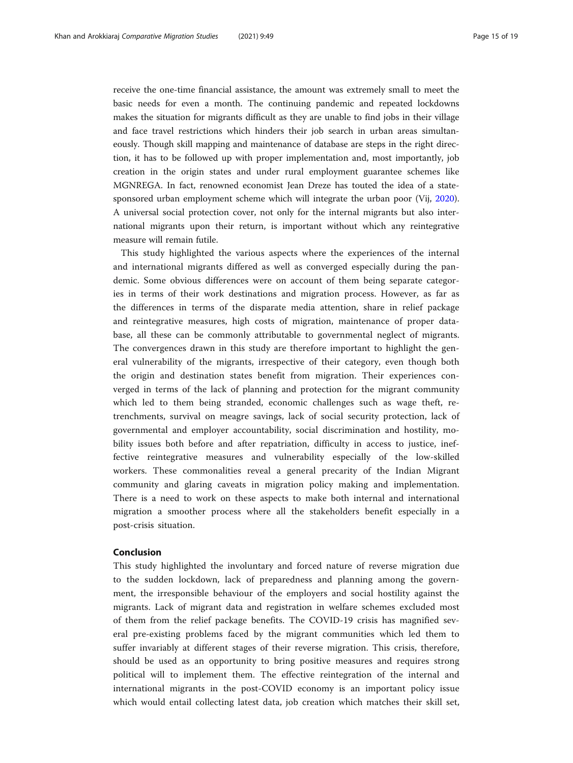receive the one-time financial assistance, the amount was extremely small to meet the basic needs for even a month. The continuing pandemic and repeated lockdowns makes the situation for migrants difficult as they are unable to find jobs in their village and face travel restrictions which hinders their job search in urban areas simultaneously. Though skill mapping and maintenance of database are steps in the right direction, it has to be followed up with proper implementation and, most importantly, job creation in the origin states and under rural employment guarantee schemes like MGNREGA. In fact, renowned economist Jean Dreze has touted the idea of a state-sponsored urban employment scheme which will integrate the urban poor (Vij, 2020). A universal social protection cover, not only for the internal migrants but also international migrants upon their return, is important without which any reintegrative measure will remain futile.

This study highlighted the various aspects where the experiences of the internal and international migrants differed as well as converged especially during the pandemic. Some obvious differences were on account of them being separate categories in terms of their work destinations and migration process. However, as far as the differences in terms of the disparate media attention, share in relief package and reintegrative measures, high costs of migration, maintenance of proper database, all these can be commonly attributable to governmental neglect of migrants. The convergences drawn in this study are therefore important to highlight the general vulnerability of the migrants, irrespective of their category, even though both the origin and destination states benefit from migration. Their experiences converged in terms of the lack of planning and protection for the migrant community which led to them being stranded, economic challenges such as wage theft, retrenchments, survival on meagre savings, lack of social security protection, lack of governmental and employer accountability, social discrimination and hostility, mobility issues both before and after repatriation, difficulty in access to justice, ineffective reintegrative measures and vulnerability especially of the low-skilled workers. These commonalities reveal a general precarity of the Indian Migrant community and glaring caveats in migration policy making and implementation. There is a need to work on these aspects to make both internal and international migration a smoother process where all the stakeholders benefit especially in a post-crisis situation.

## Conclusion

This study highlighted the involuntary and forced nature of reverse migration due to the sudden lockdown, lack of preparedness and planning among the government, the irresponsible behaviour of the employers and social hostility against the migrants. Lack of migrant data and registration in welfare schemes excluded most of them from the relief package benefits. The COVID-19 crisis has magnified several pre-existing problems faced by the migrant communities which led them to suffer invariably at different stages of their reverse migration. This crisis, therefore, should be used as an opportunity to bring positive measures and requires strong political will to implement them. The effective reintegration of the internal and international migrants in the post-COVID economy is an important policy issue which would entail collecting latest data, job creation which matches their skill set,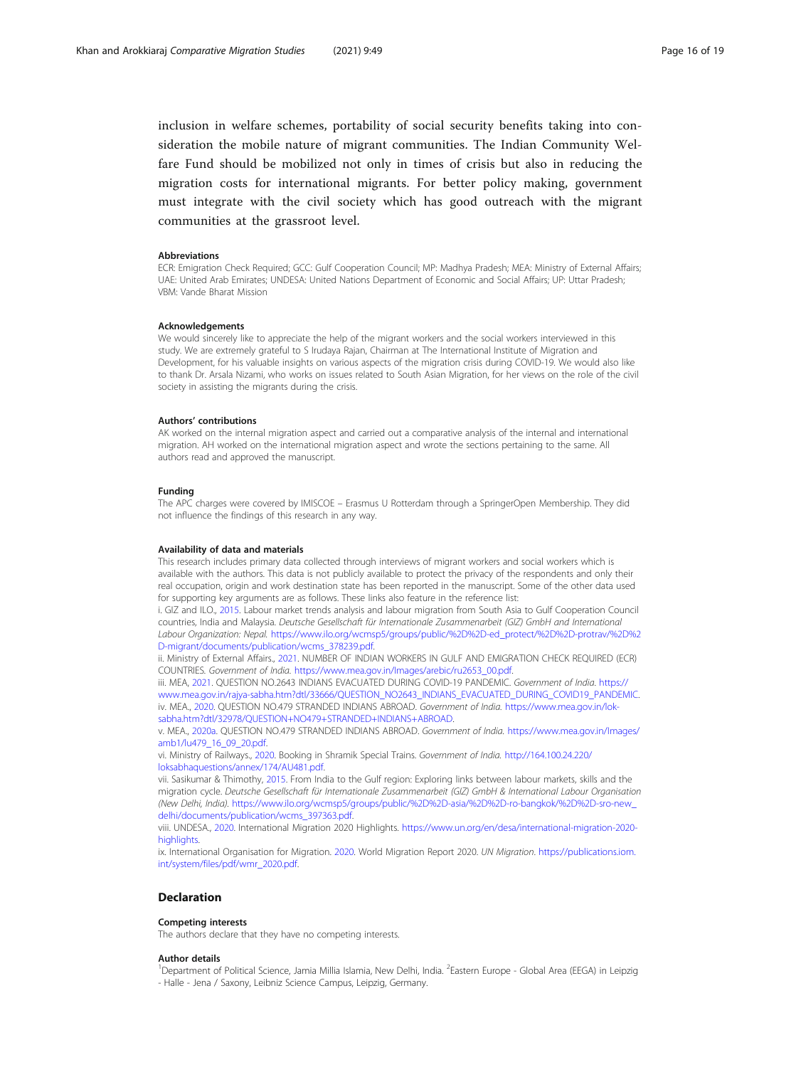inclusion in welfare schemes, portability of social security benefits taking into consideration the mobile nature of migrant communities. The Indian Community Welfare Fund should be mobilized not only in times of crisis but also in reducing the migration costs for international migrants. For better policy making, government must integrate with the civil society which has good outreach with the migrant communities at the grassroot level.

#### Abbreviations

ECR: Emigration Check Required; GCC: Gulf Cooperation Council; MP: Madhya Pradesh; MEA: Ministry of External Affairs; UAE: United Arab Emirates; UNDESA: United Nations Department of Economic and Social Affairs; UP: Uttar Pradesh; VBM: Vande Bharat Mission

#### Acknowledgements

We would sincerely like to appreciate the help of the migrant workers and the social workers interviewed in this study. We are extremely grateful to S Irudaya Rajan, Chairman at The International Institute of Migration and Development, for his valuable insights on various aspects of the migration crisis during COVID-19. We would also like to thank Dr. Arsala Nizami, who works on issues related to South Asian Migration, for her views on the role of the civil society in assisting the migrants during the crisis.

#### Authors' contributions

AK worked on the internal migration aspect and carried out a comparative analysis of the internal and international migration. AH worked on the international migration aspect and wrote the sections pertaining to the same. All authors read and approved the manuscript.

#### Funding

The APC charges were covered by IMISCOE – Erasmus U Rotterdam through a SpringerOpen Membership. They did not influence the findings of this research in any way.

#### Availability of data and materials

This research includes primary data collected through interviews of migrant workers and social workers which is available with the authors. This data is not publicly available to protect the privacy of the respondents and only their real occupation, origin and work destination state has been reported in the manuscript. Some of the other data used for supporting key arguments are as follows. These links also feature in the reference list:

i. GIZ and ILO., 2015. Labour market trends analysis and labour migration from South Asia to Gulf Cooperation Council countries, India and Malaysia. *Deutsche Gesellschaft für Internationale Zusammenarbeit (GIZ) GmbH and International Labour Organization: Nepal.* https://www.ilo.org/wcmsp5/groups/public/%2D%2D-ed_protect/%2D%2D-protrav/%2D%2D-migrant/documents/publication/wcms_378239.pdf.

ii. Ministry of External Affairs., 2021. NUMBER OF INDIAN WORKERS IN GULF AND EMIGRATION CHECK REQUIRED (ECR) COUNTRIES. *Government of India.* https://www.mea.gov.in/Images/arebic/ru2653_00.pdf.

iii. MEA, 2021. QUESTION NO.2643 INDIANS EVACUATED DURING COVID-19 PANDEMIC. *Government of India.* https://www.mea.gov.in/rajya-sabha.htm?dtl/33666/QUESTION_NO2643_INDIANS_EVACUATED_DURING_COVID19_PANDEMIC.

iv. MEA., 2020. QUESTION NO.479 STRANDED INDIANS ABROAD. *Government of India.* https://www.mea.gov.in/lok-sabha.htm?dtl/32978/QUESTION+NO479+STRANDED+INDIANS+ABROAD.

v. MEA., 2020a. QUESTION NO.479 STRANDED INDIANS ABROAD. *Government of India.* https://www.mea.gov.in/Images/amb1/lu479_16_09_20.pdf.

vi. Ministry of Railways., 2020. Booking in Shramik Special Trains. *Government of India.* http://164.100.24.220/loksabhaquestions/annex/174/AU481.pdf.

vii. Sasikumar & Thimothy, 2015. From India to the Gulf region: Exploring links between labour markets, skills and the migration cycle. *Deutsche Gesellschaft für Internationale Zusammenarbeit (GIZ) GmbH & International Labour Organisation (New Delhi, India).* https://www.ilo.org/wcmsp5/groups/public/%2D%2D-asia/%2D%2D-ro-bangkok/%2D%2D-sro-new_delhi/documents/publication/wcms_397363.pdf.

viii. UNDESA., 2020. International Migration 2020 Highlights. https://www.un.org/en/desa/international-migration-2020-highlights.

ix. International Organisation for Migration. 2020. World Migration Report 2020. *UN Migration.* https://publications.iom.int/system/files/pdf/wmr_2020.pdf.

### Declaration

#### Competing interests

The authors declare that they have no competing interests.

#### Author details

[1]Department of Political Science, Jamia Millia Islamia, New Delhi, India. [2]Eastern Europe - Global Area (EEGA) in Leipzig - Halle - Jena / Saxony, Leibniz Science Campus, Leipzig, Germany.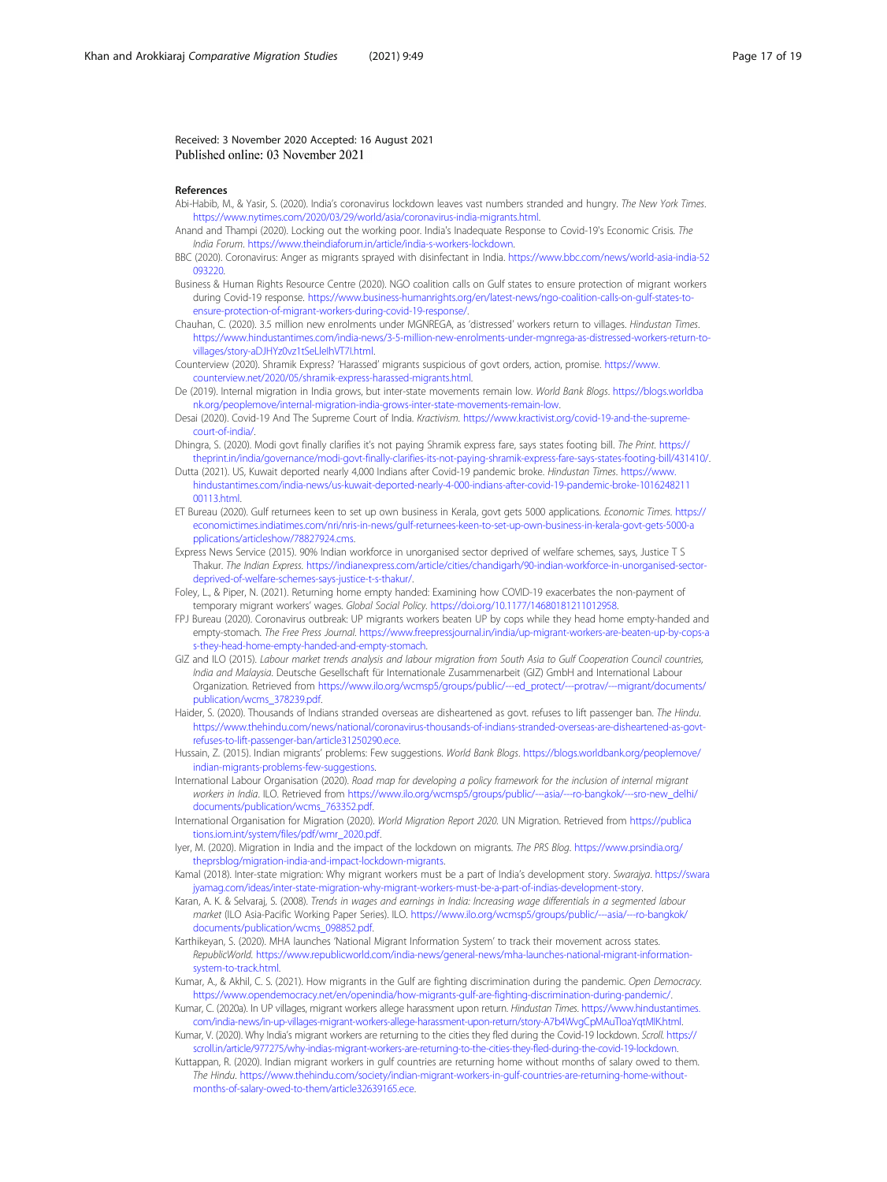Received: 3 November 2020 Accepted: 16 August 2021
Published online: 03 November 2021

## References

Abi-Habib, M., & Yasir, S. (2020). India's coronavirus lockdown leaves vast numbers stranded and hungry. *The New York Times*. https://www.nytimes.com/2020/03/29/world/asia/coronavirus-india-migrants.html.

Anand and Thampi (2020). Locking out the working poor. India's Inadequate Response to Covid-19's Economic Crisis. *The India Forum*. https://www.theindiaforum.in/article/india-s-workers-lockdown.

BBC (2020). Coronavirus: Anger as migrants sprayed with disinfectant in India. https://www.bbc.com/news/world-asia-india-52093220.

Business & Human Rights Resource Centre (2020). NGO coalition calls on Gulf states to ensure protection of migrant workers during Covid-19 response. https://www.business-humanrights.org/en/latest-news/ngo-coalition-calls-on-gulf-states-to-ensure-protection-of-migrant-workers-during-covid-19-response/.

Chauhan, C. (2020). 3.5 million new enrolments under MGNREGA, as 'distressed' workers return to villages. *Hindustan Times*. https://www.hindustantimes.com/india-news/3-5-million-new-enrolments-under-mgnrega-as-distressed-workers-return-to-villages/story-aDJHYz0vz1tSeLIelhVT7I.html.

Counterview (2020). Shramik Express? 'Harassed' migrants suspicious of govt orders, action, promise. https://www.counterview.net/2020/05/shramik-express-harassed-migrants.html.

De (2019). Internal migration in India grows, but inter-state movements remain low. *World Bank Blogs*. https://blogs.worldbank.org/peoplemove/internal-migration-india-grows-inter-state-movements-remain-low.

Desai (2020). Covid-19 And The Supreme Court of India. *Kractivism*. https://www.kractivist.org/covid-19-and-the-supreme-court-of-india/.

Dhingra, S. (2020). Modi govt finally clarifies it's not paying Shramik express fare, says states footing bill. *The Print*. https://theprint.in/india/governance/modi-govt-finally-clarifies-its-not-paying-shramik-express-fare-says-states-footing-bill/431410/.

Dutta (2021). US, Kuwait deported nearly 4,000 Indians after Covid-19 pandemic broke. *Hindustan Times*. https://www.hindustantimes.com/india-news/us-kuwait-deported-nearly-4-000-indians-after-covid-19-pandemic-broke-101624821100113.html.

ET Bureau (2020). Gulf returnees keen to set up own business in Kerala, govt gets 5000 applications. *Economic Times*. https://economictimes.indiatimes.com/nri/nris-in-news/gulf-returnees-keen-to-set-up-own-business-in-kerala-govt-gets-5000-applications/articleshow/78827924.cms.

Express News Service (2015). 90% Indian workforce in unorganised sector deprived of welfare schemes, says, Justice T S Thakur. *The Indian Express*. https://indianexpress.com/article/cities/chandigarh/90-indian-workforce-in-unorganised-sector-deprived-of-welfare-schemes-says-justice-t-s-thakur/.

Foley, L., & Piper, N. (2021). Returning home empty handed: Examining how COVID-19 exacerbates the non-payment of temporary migrant workers' wages. *Global Social Policy*. https://doi.org/10.1177/14680181211012958.

FPJ Bureau (2020). Coronavirus outbreak: UP migrants workers beaten UP by cops while they head home empty-handed and empty-stomach. *The Free Press Journal*. https://www.freepressjournal.in/india/up-migrant-workers-are-beaten-up-by-cops-as-they-head-home-empty-handed-and-empty-stomach.

GIZ and ILO (2015). *Labour market trends analysis and labour migration from South Asia to Gulf Cooperation Council countries, India and Malaysia*. Deutsche Gesellschaft für Internationale Zusammenarbeit (GIZ) GmbH and International Labour Organization. Retrieved from https://www.ilo.org/wcmsp5/groups/public/---ed_protect/---protrav/---migrant/documents/publication/wcms_378239.pdf.

Haider, S. (2020). Thousands of Indians stranded overseas are disheartened as govt. refuses to lift passenger ban. *The Hindu*. https://www.thehindu.com/news/national/coronavirus-thousands-of-indians-stranded-overseas-are-disheartened-as-govt-refuses-to-lift-passenger-ban/article31250290.ece.

Hussain, Z. (2015). Indian migrants' problems: Few suggestions. *World Bank Blogs*. https://blogs.worldbank.org/peoplemove/indian-migrants-problems-few-suggestions.

International Labour Organisation (2020). *Road map for developing a policy framework for the inclusion of internal migrant workers in India*. ILO. Retrieved from https://www.ilo.org/wcmsp5/groups/public/---asia/---ro-bangkok/---sro-new_delhi/documents/publication/wcms_763352.pdf.

International Organisation for Migration (2020). *World Migration Report 2020*. UN Migration. Retrieved from https://publications.iom.int/system/files/pdf/wmr_2020.pdf.

Iyer, M. (2020). Migration in India and the impact of the lockdown on migrants. *The PRS Blog*. https://www.prsindia.org/theprsblog/migration-india-and-impact-lockdown-migrants.

Kamal (2018). Inter-state migration: Why migrant workers must be a part of India's development story. *Swarajya*. https://swarajyamag.com/ideas/inter-state-migration-why-migrant-workers-must-be-a-part-of-indias-development-story.

Karan, A. K. & Selvaraj, S. (2008). *Trends in wages and earnings in India: Increasing wage differentials in a segmented labour market* (ILO Asia-Pacific Working Paper Series). ILO. https://www.ilo.org/wcmsp5/groups/public/---asia/---ro-bangkok/documents/publication/wcms_098852.pdf.

Karthikeyan, S. (2020). MHA launches 'National Migrant Information System' to track their movement across states. *RepublicWorld*. https://www.republicworld.com/india-news/general-news/mha-launches-national-migrant-information-system-to-track.html.

Kumar, A., & Akhil, C. S. (2021). How migrants in the Gulf are fighting discrimination during the pandemic. *Open Democracy*. https://www.opendemocracy.net/en/openindia/how-migrants-gulf-are-fighting-discrimination-during-pandemic/.

Kumar, C. (2020a). In UP villages, migrant workers allege harassment upon return. *Hindustan Times*. https://www.hindustantimes.com/india-news/in-up-villages-migrant-workers-allege-harassment-upon-return/story-A7b4WvgCpMAuTloaYqtMIK.html.

Kumar, V. (2020). Why India's migrant workers are returning to the cities they fled during the Covid-19 lockdown. *Scroll*. https://scroll.in/article/977275/why-indias-migrant-workers-are-returning-to-the-cities-they-fled-during-the-covid-19-lockdown.

Kuttappan, R. (2020). Indian migrant workers in gulf countries are returning home without months of salary owed to them. *The Hindu*. https://www.thehindu.com/society/indian-migrant-workers-in-gulf-countries-are-returning-home-without-months-of-salary-owed-to-them/article32639165.ece.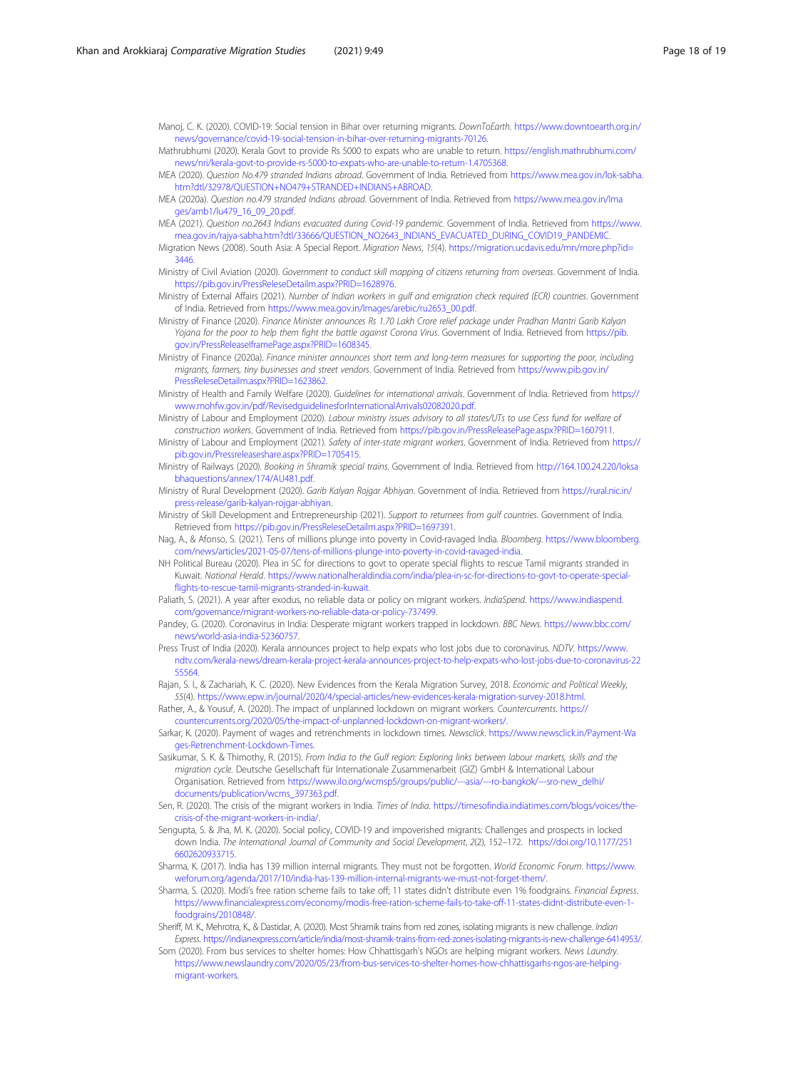Manoj, C. K. (2020). COVID-19: Social tension in Bihar over returning migrants. *DownToEarth*. https://www.downtoearth.org.in/news/governance/covid-19-social-tension-in-bihar-over-returning-migrants-70126.

Mathrubhumi (2020). Kerala Govt to provide Rs 5000 to expats who are unable to return. https://english.mathrubhumi.com/news/nri/kerala-govt-to-provide-rs-5000-to-expats-who-are-unable-to-return-1.4705368.

MEA (2020). *Question No.479 stranded Indians abroad*. Government of India. Retrieved from https://www.mea.gov.in/lok-sabha.htm?dtl/32978/QUESTION+NO479+STRANDED+INDIANS+ABROAD.

MEA (2020a). *Question no.479 stranded Indians abroad*. Government of India. Retrieved from https://www.mea.gov.in/Images/amb1/lu479_16_09_20.pdf.

MEA (2021). *Question no.2643 Indians evacuated during Covid-19 pandemic*. Government of India. Retrieved from https://www.mea.gov.in/rajya-sabha.htm?dtl/33666/QUESTION_NO2643_INDIANS_EVACUATED_DURING_COVID19_PANDEMIC.

Migration News (2008). South Asia: A Special Report. *Migration News, 15*(4). https://migration.ucdavis.edu/mn/more.php?id=3446.

Ministry of Civil Aviation (2020). *Government to conduct skill mapping of citizens returning from overseas*. Government of India. https://pib.gov.in/PressReleseDetailm.aspx?PRID=1628976.

Ministry of External Affairs (2021). *Number of Indian workers in gulf and emigration check required (ECR) countries*. Government of India. Retrieved from https://www.mea.gov.in/Images/arebic/ru2653_00.pdf.

Ministry of Finance (2020). *Finance Minister announces Rs 1.70 Lakh Crore relief package under Pradhan Mantri Garib Kalyan Yojana for the poor to help them fight the battle against Corona Virus*. Government of India. Retrieved from https://pib.gov.in/PressReleaseIframePage.aspx?PRID=1608345.

Ministry of Finance (2020a). *Finance minister announces short term and long-term measures for supporting the poor, including migrants, farmers, tiny businesses and street vendors*. Government of India. Retrieved from https://www.pib.gov.in/PressReleseDetailm.aspx?PRID=1623862.

Ministry of Health and Family Welfare (2020). *Guidelines for international arrivals*. Government of India. Retrieved from https://www.mohfw.gov.in/pdf/RevisedguidelinesforInternationalArrivals02082020.pdf.

Ministry of Labour and Employment (2020). *Labour ministry issues advisory to all states/UTs to use Cess fund for welfare of construction workers*. Government of India. Retrieved from https://pib.gov.in/PressReleasePage.aspx?PRID=1607911.

Ministry of Labour and Employment (2021). *Safety of inter-state migrant workers*. Government of India. Retrieved from https://pib.gov.in/Pressreleaseshare.aspx?PRID=1705415.

Ministry of Railways (2020). *Booking in Shramik special trains*. Government of India. Retrieved from http://164.100.24.220/loksabhaquestions/annex/174/AU481.pdf.

Ministry of Rural Development (2020). *Garib Kalyan Rojgar Abhiyan*. Government of India. Retrieved from https://rural.nic.in/press-release/garib-kalyan-rojgar-abhiyan.

Ministry of Skill Development and Entrepreneurship (2021). *Support to returnees from gulf countries*. Government of India. Retrieved from https://pib.gov.in/PressReleseDetailm.aspx?PRID=1697391.

Nag, A., & Afonso, S. (2021). Tens of millions plunge into poverty in Covid-ravaged India. *Bloomberg*. https://www.bloomberg.com/news/articles/2021-05-07/tens-of-millions-plunge-into-poverty-in-covid-ravaged-india.

NH Political Bureau (2020). Plea in SC for directions to govt to operate special flights to rescue Tamil migrants stranded in Kuwait. *National Herald*. https://www.nationalheraldindia.com/india/plea-in-sc-for-directions-to-govt-to-operate-special-flights-to-rescue-tamil-migrants-stranded-in-kuwait.

Paliath, S. (2021). A year after exodus, no reliable data or policy on migrant workers. *IndiaSpend*. https://www.indiaspend.com/governance/migrant-workers-no-reliable-data-or-policy-737499.

Pandey, G. (2020). Coronavirus in India: Desperate migrant workers trapped in lockdown. *BBC News*. https://www.bbc.com/news/world-asia-india-52360757.

Press Trust of India (2020). Kerala announces project to help expats who lost jobs due to coronavirus. *NDTV*. https://www.ndtv.com/kerala-news/dream-kerala-project-kerala-announces-project-to-help-expats-who-lost-jobs-due-to-coronavirus-2255564.

Rajan, S. I., & Zachariah, K. C. (2020). New Evidences from the Kerala Migration Survey, 2018. *Economic and Political Weekly, 55*(4). https://www.epw.in/journal/2020/4/special-articles/new-evidences-kerala-migration-survey-2018.html.

Rather, A., & Yousuf, A. (2020). The impact of unplanned lockdown on migrant workers. *Countercurrents*. https://countercurrents.org/2020/05/the-impact-of-unplanned-lockdown-on-migrant-workers/.

Sarkar, K. (2020). Payment of wages and retrenchments in lockdown times. *Newsclick*. https://www.newsclick.in/Payment-Wages-Retrenchment-Lockdown-Times.

Sasikumar, S. K. & Thimothy, R. (2015). *From India to the Gulf region: Exploring links between labour markets, skills and the migration cycle*. Deutsche Gesellschaft für Internationale Zusammenarbeit (GIZ) GmbH & International Labour Organisation. Retrieved from https://www.ilo.org/wcmsp5/groups/public/---asia/---ro-bangkok/---sro-new_delhi/documents/publication/wcms_397363.pdf.

Sen, R. (2020). The crisis of the migrant workers in India. *Times of India*. https://timesofindia.indiatimes.com/blogs/voices/the-crisis-of-the-migrant-workers-in-india/.

Sengupta, S. & Jha, M. K. (2020). Social policy, COVID-19 and impoverished migrants: Challenges and prospects in locked down India. *The International Journal of Community and Social Development*, *2*(2), 152–172. https://doi.org/10.1177/2516602620933715.

Sharma, K. (2017). India has 139 million internal migrants. They must not be forgotten. *World Economic Forum*. https://www.weforum.org/agenda/2017/10/india-has-139-million-internal-migrants-we-must-not-forget-them/.

Sharma, S. (2020). Modi's free ration scheme fails to take off; 11 states didn't distribute even 1% foodgrains. *Financial Express*. https://www.financialexpress.com/economy/modis-free-ration-scheme-fails-to-take-off-11-states-didnt-distribute-even-1-foodgrains/2010848/.

Sheriff, M. K., Mehrotra, K., & Dastidar, A. (2020). Most Shramik trains from red zones, isolating migrants is new challenge. *Indian Express*. https://indianexpress.com/article/india/most-shramik-trains-from-red-zones-isolating-migrants-is-new-challenge-6414953/.

Som (2020). From bus services to shelter homes: How Chhattisgarh's NGOs are helping migrant workers. *News Laundry*. https://www.newslaundry.com/2020/05/23/from-bus-services-to-shelter-homes-how-chhattisgarhs-ngos-are-helping-migrant-workers.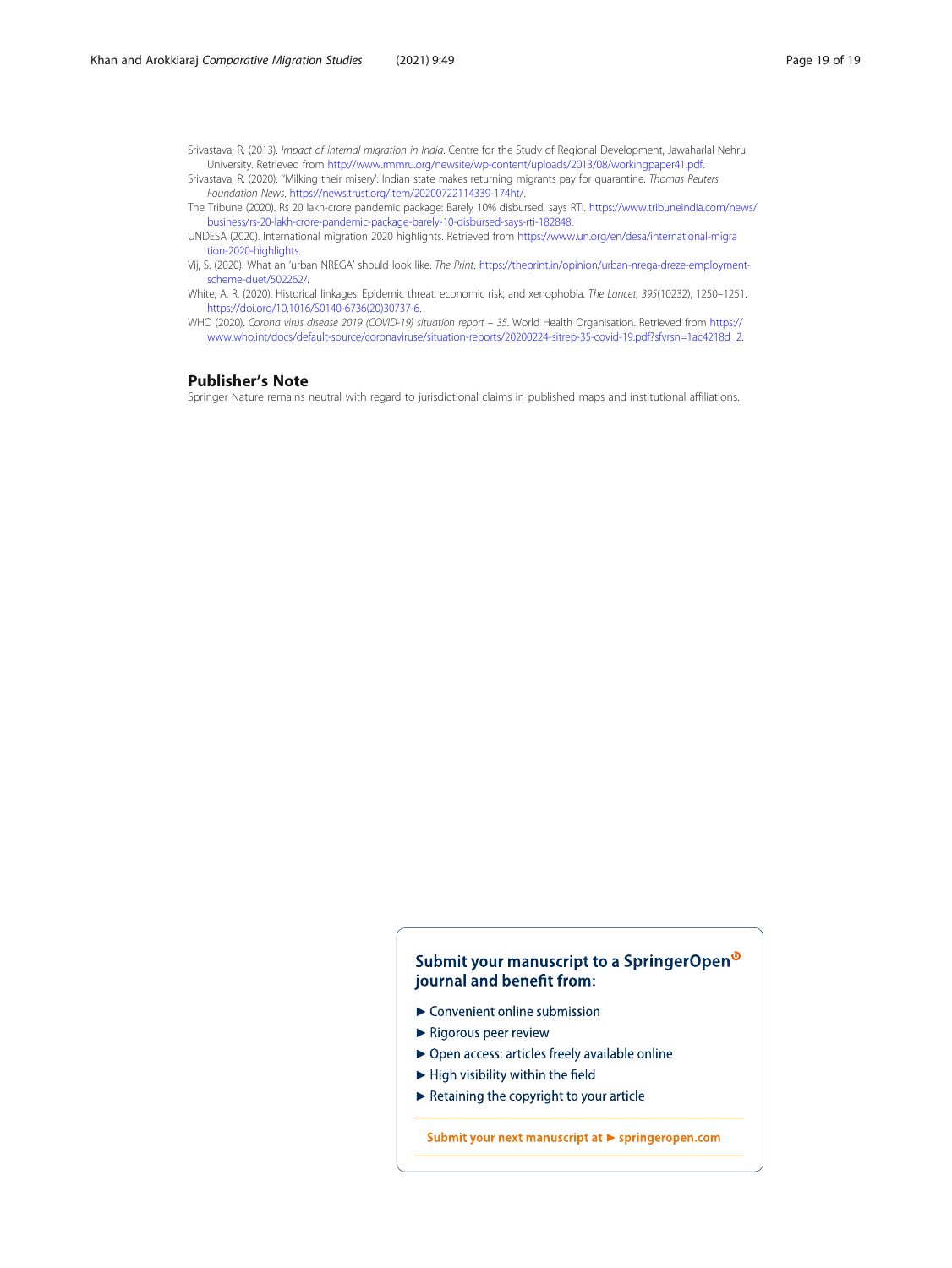Srivastava, R. (2013). *Impact of internal migration in India*. Centre for the Study of Regional Development, Jawaharlal Nehru University. Retrieved from http://www.rmmru.org/newsite/wp-content/uploads/2013/08/workingpaper41.pdf.

Srivastava, R. (2020). "Milking their misery': Indian state makes returning migrants pay for quarantine. *Thomas Reuters Foundation News*. https://news.trust.org/item/20200722114339-174ht/.

The Tribune (2020). Rs 20 lakh-crore pandemic package: Barely 10% disbursed, says RTI. https://www.tribuneindia.com/news/business/rs-20-lakh-crore-pandemic-package-barely-10-disbursed-says-rti-182848.

UNDESA (2020). International migration 2020 highlights. Retrieved from https://www.un.org/en/desa/international-migration-2020-highlights.

Vij, S. (2020). What an 'urban NREGA' should look like. *The Print*. https://theprint.in/opinion/urban-nrega-dreze-employment-scheme-duet/502262/.

White, A. R. (2020). Historical linkages: Epidemic threat, economic risk, and xenophobia. *The Lancet, 395*(10232), 1250–1251. https://doi.org/10.1016/S0140-6736(20)30737-6.

WHO (2020). *Corona virus disease 2019 (COVID-19) situation report – 35*. World Health Organisation. Retrieved from https://www.who.int/docs/default-source/coronaviruse/situation-reports/20200224-sitrep-35-covid-19.pdf?sfvrsn=1ac4218d_2.

## Publisher's Note

Springer Nature remains neutral with regard to jurisdictional claims in published maps and institutional affiliations.

**Submit your manuscript to a SpringerOpen journal and benefit from:**

- ► Convenient online submission
- ► Rigorous peer review
- ► Open access: articles freely available online
- ► High visibility within the field
- ► Retaining the copyright to your article

**Submit your next manuscript at ► springeropen.com**